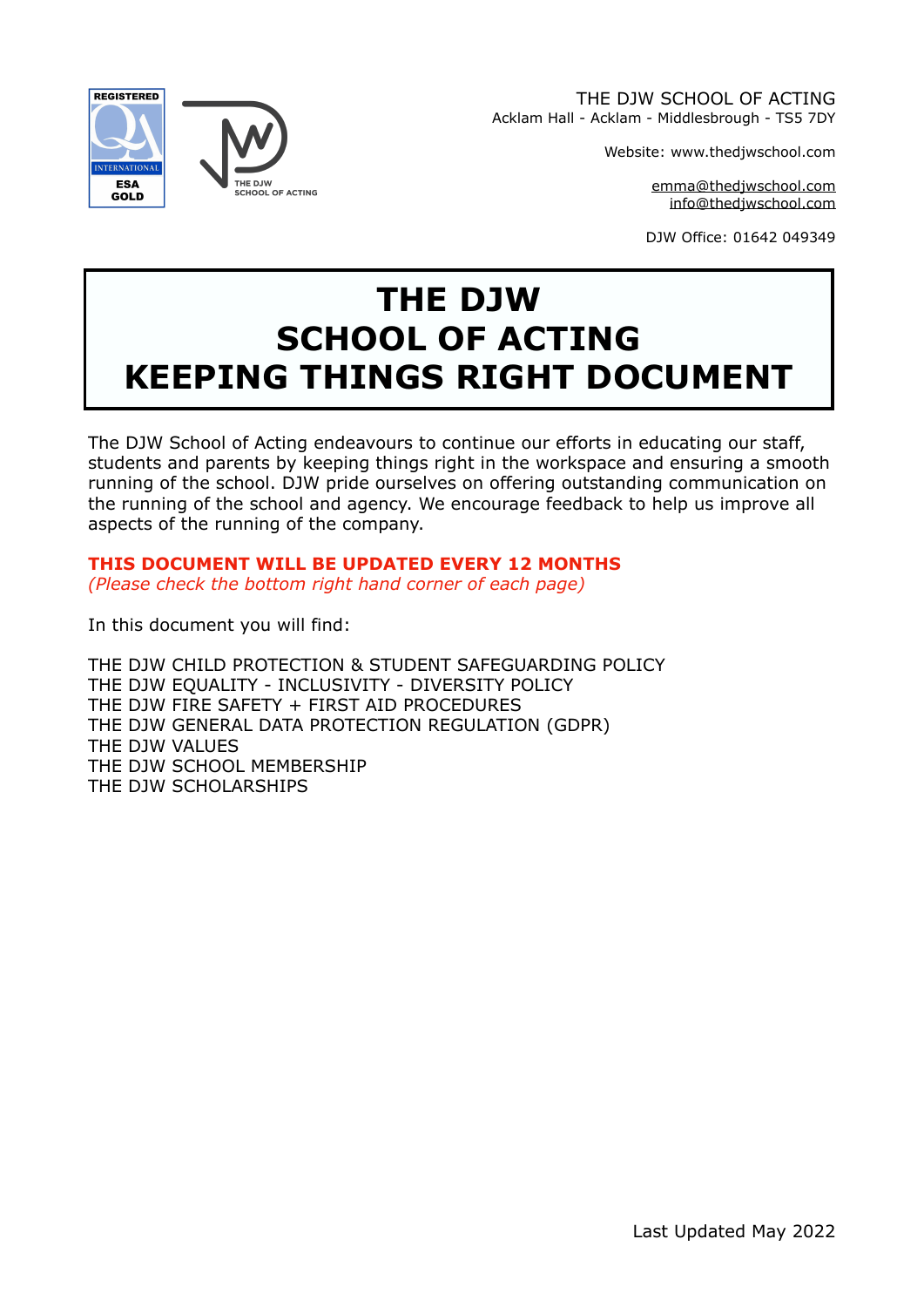THE DJW SCHOOL OF ACTING
Acklam Hall - Acklam - Middlesbrough - TS5 7DY

Website: www.thedjwschool.com

emma@thedjwschool.com
info@thedjwschool.com

DJW Office: 01642 049349

# THE DJW SCHOOL OF ACTING KEEPING THINGS RIGHT DOCUMENT

The DJW School of Acting endeavours to continue our efforts in educating our staff, students and parents by keeping things right in the workspace and ensuring a smooth running of the school. DJW pride ourselves on offering outstanding communication on the running of the school and agency. We encourage feedback to help us improve all aspects of the running of the company.

**THIS DOCUMENT WILL BE UPDATED EVERY 12 MONTHS**
*(Please check the bottom right hand corner of each page)*

In this document you will find:

THE DJW CHILD PROTECTION & STUDENT SAFEGUARDING POLICY
THE DJW EQUALITY - INCLUSIVITY - DIVERSITY POLICY
THE DJW FIRE SAFETY + FIRST AID PROCEDURES
THE DJW GENERAL DATA PROTECTION REGULATION (GDPR)
THE DJW VALUES
THE DJW SCHOOL MEMBERSHIP
THE DJW SCHOLARSHIPS

Last Updated May 2022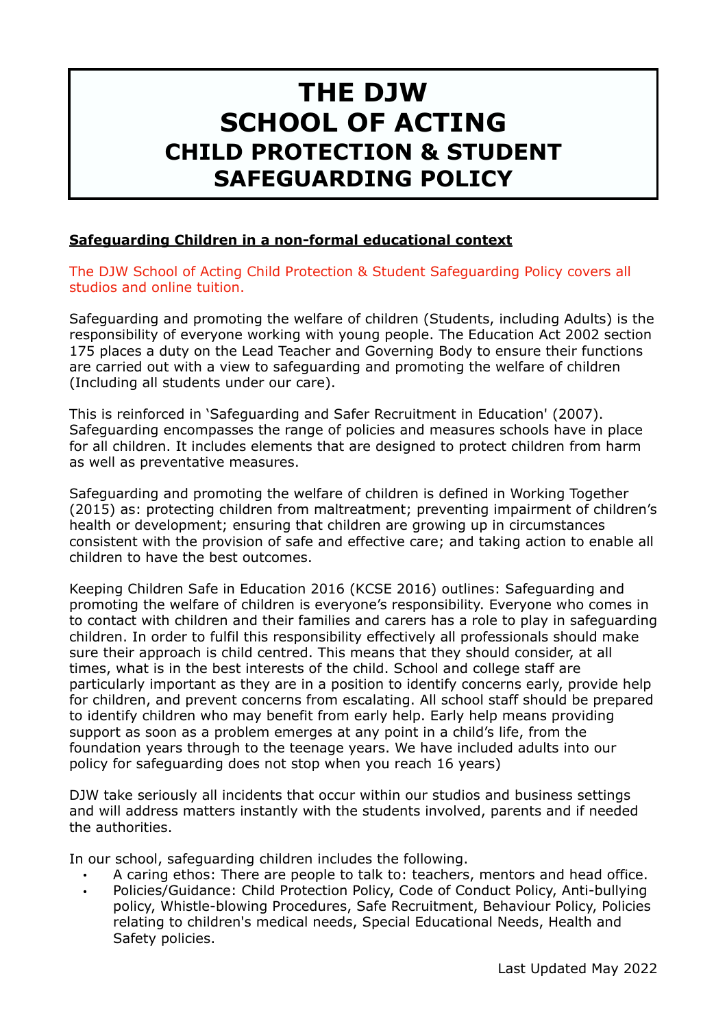# THE DJW SCHOOL OF ACTING
## CHILD PROTECTION & STUDENT SAFEGUARDING POLICY

**Safeguarding Children in a non-formal educational context**

The DJW School of Acting Child Protection & Student Safeguarding Policy covers all studios and online tuition.

Safeguarding and promoting the welfare of children (Students, including Adults) is the responsibility of everyone working with young people. The Education Act 2002 section 175 places a duty on the Lead Teacher and Governing Body to ensure their functions are carried out with a view to safeguarding and promoting the welfare of children (Including all students under our care).

This is reinforced in 'Safeguarding and Safer Recruitment in Education' (2007). Safeguarding encompasses the range of policies and measures schools have in place for all children. It includes elements that are designed to protect children from harm as well as preventative measures.

Safeguarding and promoting the welfare of children is defined in Working Together (2015) as: protecting children from maltreatment; preventing impairment of children's health or development; ensuring that children are growing up in circumstances consistent with the provision of safe and effective care; and taking action to enable all children to have the best outcomes.

Keeping Children Safe in Education 2016 (KCSE 2016) outlines: Safeguarding and promoting the welfare of children is everyone's responsibility. Everyone who comes in to contact with children and their families and carers has a role to play in safeguarding children. In order to fulfil this responsibility effectively all professionals should make sure their approach is child centred. This means that they should consider, at all times, what is in the best interests of the child. School and college staff are particularly important as they are in a position to identify concerns early, provide help for children, and prevent concerns from escalating. All school staff should be prepared to identify children who may benefit from early help. Early help means providing support as soon as a problem emerges at any point in a child's life, from the foundation years through to the teenage years. We have included adults into our policy for safeguarding does not stop when you reach 16 years)

DJW take seriously all incidents that occur within our studios and business settings and will address matters instantly with the students involved, parents and if needed the authorities.

In our school, safeguarding children includes the following.

- A caring ethos: There are people to talk to: teachers, mentors and head office.
- Policies/Guidance: Child Protection Policy, Code of Conduct Policy, Anti-bullying policy, Whistle-blowing Procedures, Safe Recruitment, Behaviour Policy, Policies relating to children's medical needs, Special Educational Needs, Health and Safety policies.

Last Updated May 2022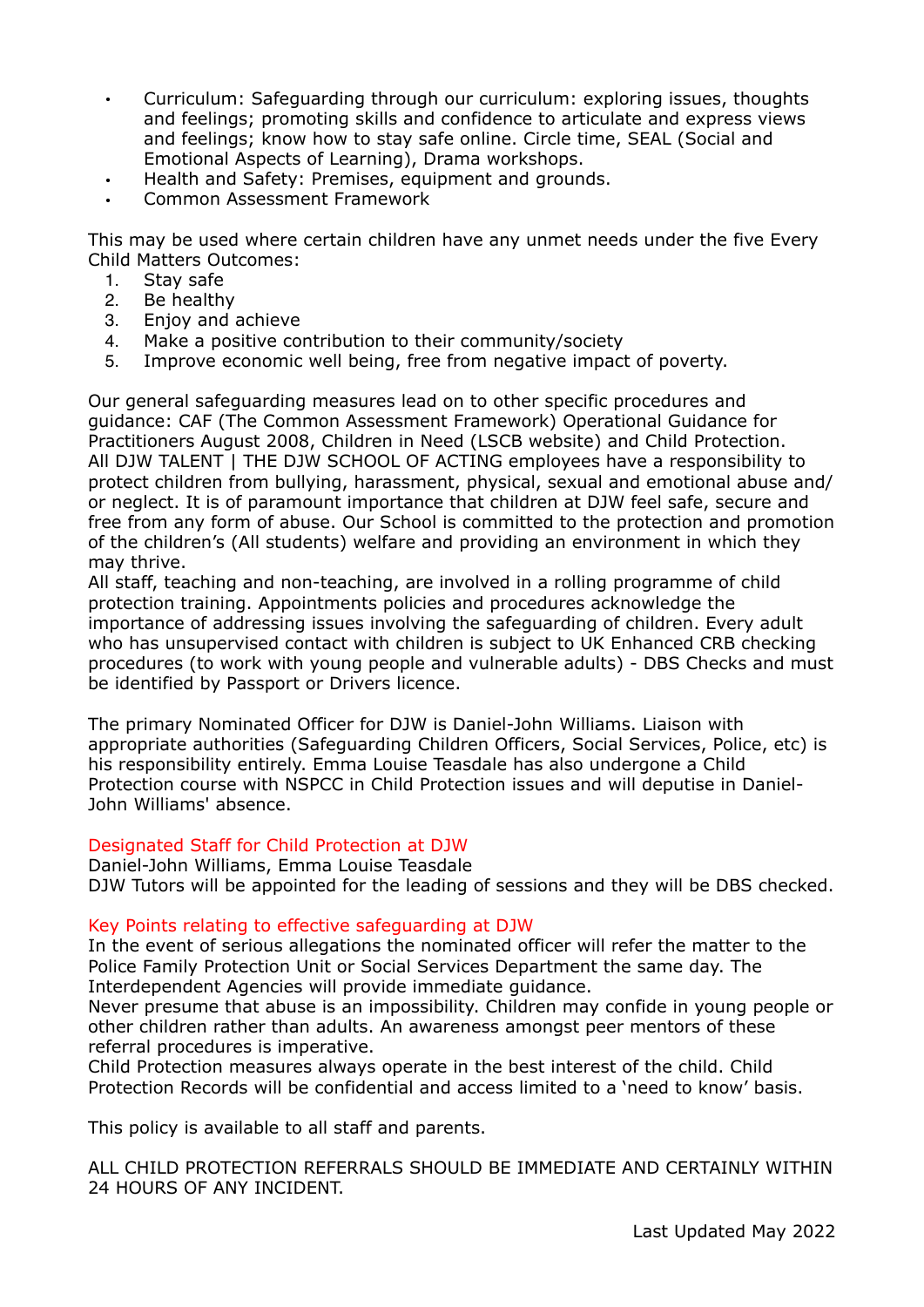- Curriculum: Safeguarding through our curriculum: exploring issues, thoughts and feelings; promoting skills and confidence to articulate and express views and feelings; know how to stay safe online. Circle time, SEAL (Social and Emotional Aspects of Learning), Drama workshops.
- Health and Safety: Premises, equipment and grounds.
- Common Assessment Framework

This may be used where certain children have any unmet needs under the five Every Child Matters Outcomes:

1. Stay safe
2. Be healthy
3. Enjoy and achieve
4. Make a positive contribution to their community/society
5. Improve economic well being, free from negative impact of poverty.

Our general safeguarding measures lead on to other specific procedures and guidance: CAF (The Common Assessment Framework) Operational Guidance for Practitioners August 2008, Children in Need (LSCB website) and Child Protection. All DJW TALENT | THE DJW SCHOOL OF ACTING employees have a responsibility to protect children from bullying, harassment, physical, sexual and emotional abuse and/ or neglect. It is of paramount importance that children at DJW feel safe, secure and free from any form of abuse. Our School is committed to the protection and promotion of the children's (All students) welfare and providing an environment in which they may thrive.
All staff, teaching and non-teaching, are involved in a rolling programme of child protection training. Appointments policies and procedures acknowledge the importance of addressing issues involving the safeguarding of children. Every adult who has unsupervised contact with children is subject to UK Enhanced CRB checking procedures (to work with young people and vulnerable adults) - DBS Checks and must be identified by Passport or Drivers licence.

The primary Nominated Officer for DJW is Daniel-John Williams. Liaison with appropriate authorities (Safeguarding Children Officers, Social Services, Police, etc) is his responsibility entirely. Emma Louise Teasdale has also undergone a Child Protection course with NSPCC in Child Protection issues and will deputise in Daniel-John Williams' absence.

## Designated Staff for Child Protection at DJW

Daniel-John Williams, Emma Louise Teasdale
DJW Tutors will be appointed for the leading of sessions and they will be DBS checked.

## Key Points relating to effective safeguarding at DJW

In the event of serious allegations the nominated officer will refer the matter to the Police Family Protection Unit or Social Services Department the same day. The Interdependent Agencies will provide immediate guidance.
Never presume that abuse is an impossibility. Children may confide in young people or other children rather than adults. An awareness amongst peer mentors of these referral procedures is imperative.
Child Protection measures always operate in the best interest of the child. Child Protection Records will be confidential and access limited to a 'need to know' basis.

This policy is available to all staff and parents.

ALL CHILD PROTECTION REFERRALS SHOULD BE IMMEDIATE AND CERTAINLY WITHIN 24 HOURS OF ANY INCIDENT.

Last Updated May 2022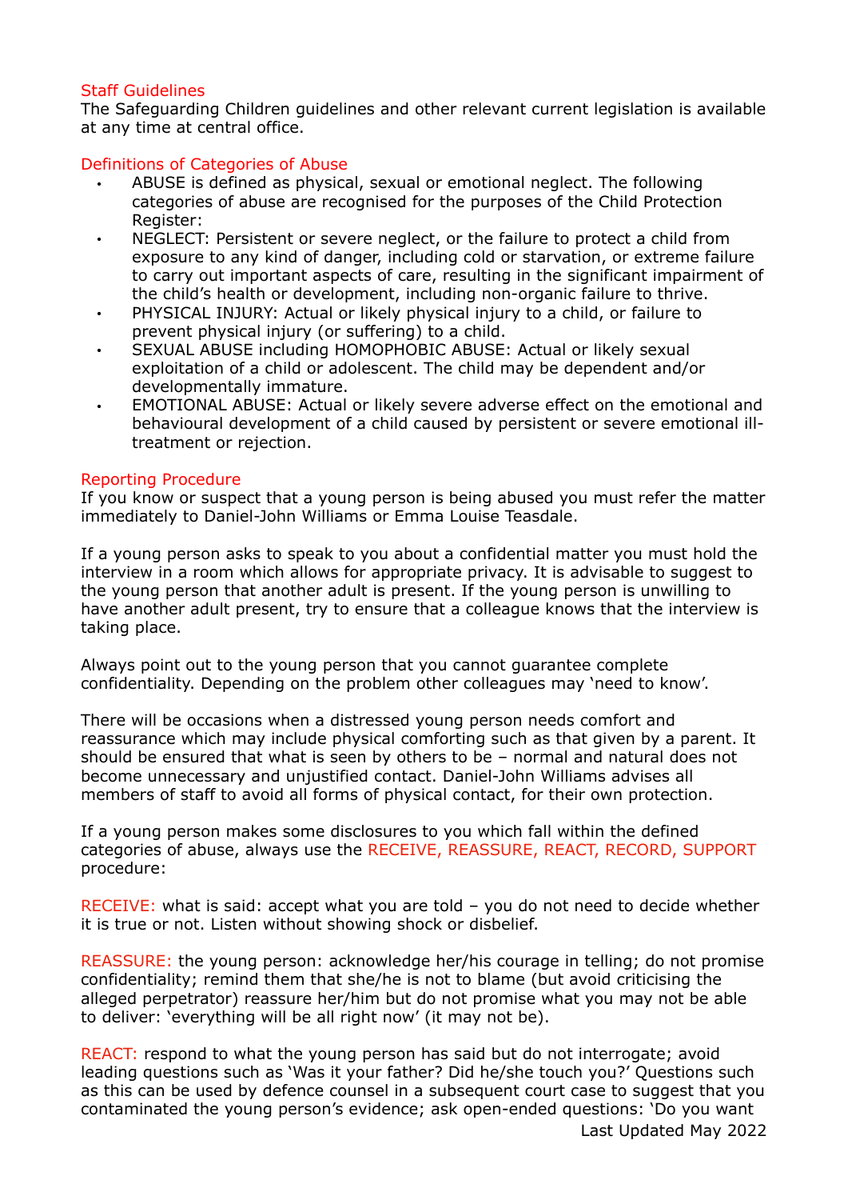## Staff Guidelines

The Safeguarding Children guidelines and other relevant current legislation is available at any time at central office.

## Definitions of Categories of Abuse

- ABUSE is defined as physical, sexual or emotional neglect. The following categories of abuse are recognised for the purposes of the Child Protection Register:
- NEGLECT: Persistent or severe neglect, or the failure to protect a child from exposure to any kind of danger, including cold or starvation, or extreme failure to carry out important aspects of care, resulting in the significant impairment of the child's health or development, including non-organic failure to thrive.
- PHYSICAL INJURY: Actual or likely physical injury to a child, or failure to prevent physical injury (or suffering) to a child.
- SEXUAL ABUSE including HOMOPHOBIC ABUSE: Actual or likely sexual exploitation of a child or adolescent. The child may be dependent and/or developmentally immature.
- EMOTIONAL ABUSE: Actual or likely severe adverse effect on the emotional and behavioural development of a child caused by persistent or severe emotional ill-treatment or rejection.

## Reporting Procedure

If you know or suspect that a young person is being abused you must refer the matter immediately to Daniel-John Williams or Emma Louise Teasdale.

If a young person asks to speak to you about a confidential matter you must hold the interview in a room which allows for appropriate privacy. It is advisable to suggest to the young person that another adult is present. If the young person is unwilling to have another adult present, try to ensure that a colleague knows that the interview is taking place.

Always point out to the young person that you cannot guarantee complete confidentiality. Depending on the problem other colleagues may 'need to know'.

There will be occasions when a distressed young person needs comfort and reassurance which may include physical comforting such as that given by a parent. It should be ensured that what is seen by others to be – normal and natural does not become unnecessary and unjustified contact. Daniel-John Williams advises all members of staff to avoid all forms of physical contact, for their own protection.

If a young person makes some disclosures to you which fall within the defined categories of abuse, always use the RECEIVE, REASSURE, REACT, RECORD, SUPPORT procedure:

RECEIVE: what is said: accept what you are told – you do not need to decide whether it is true or not. Listen without showing shock or disbelief.

REASSURE: the young person: acknowledge her/his courage in telling; do not promise confidentiality; remind them that she/he is not to blame (but avoid criticising the alleged perpetrator) reassure her/him but do not promise what you may not be able to deliver: 'everything will be all right now' (it may not be).

REACT: respond to what the young person has said but do not interrogate; avoid leading questions such as 'Was it your father? Did he/she touch you?' Questions such as this can be used by defence counsel in a subsequent court case to suggest that you contaminated the young person's evidence; ask open-ended questions: 'Do you want

Last Updated May 2022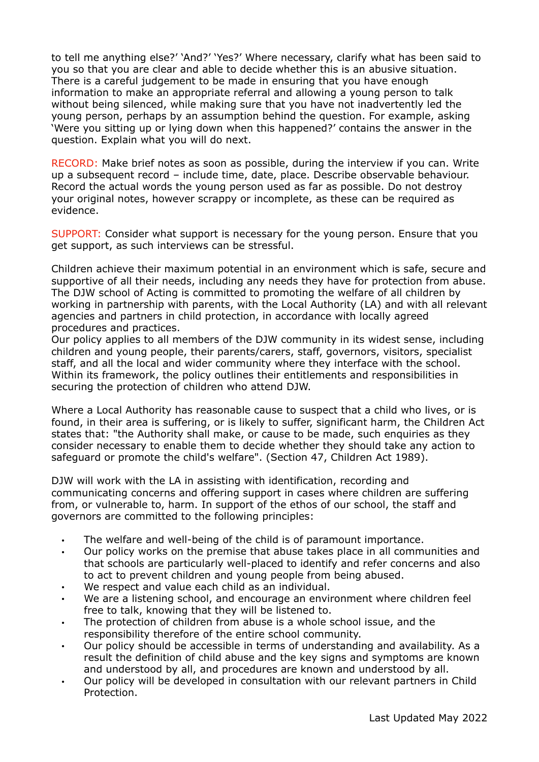to tell me anything else?' 'And?' 'Yes?' Where necessary, clarify what has been said to you so that you are clear and able to decide whether this is an abusive situation. There is a careful judgement to be made in ensuring that you have enough information to make an appropriate referral and allowing a young person to talk without being silenced, while making sure that you have not inadvertently led the young person, perhaps by an assumption behind the question. For example, asking 'Were you sitting up or lying down when this happened?' contains the answer in the question. Explain what you will do next.

RECORD: Make brief notes as soon as possible, during the interview if you can. Write up a subsequent record – include time, date, place. Describe observable behaviour. Record the actual words the young person used as far as possible. Do not destroy your original notes, however scrappy or incomplete, as these can be required as evidence.

SUPPORT: Consider what support is necessary for the young person. Ensure that you get support, as such interviews can be stressful.

Children achieve their maximum potential in an environment which is safe, secure and supportive of all their needs, including any needs they have for protection from abuse. The DJW school of Acting is committed to promoting the welfare of all children by working in partnership with parents, with the Local Authority (LA) and with all relevant agencies and partners in child protection, in accordance with locally agreed procedures and practices.
Our policy applies to all members of the DJW community in its widest sense, including children and young people, their parents/carers, staff, governors, visitors, specialist staff, and all the local and wider community where they interface with the school. Within its framework, the policy outlines their entitlements and responsibilities in securing the protection of children who attend DJW.

Where a Local Authority has reasonable cause to suspect that a child who lives, or is found, in their area is suffering, or is likely to suffer, significant harm, the Children Act states that: "the Authority shall make, or cause to be made, such enquiries as they consider necessary to enable them to decide whether they should take any action to safeguard or promote the child's welfare". (Section 47, Children Act 1989).

DJW will work with the LA in assisting with identification, recording and communicating concerns and offering support in cases where children are suffering from, or vulnerable to, harm. In support of the ethos of our school, the staff and governors are committed to the following principles:

- The welfare and well-being of the child is of paramount importance.
- Our policy works on the premise that abuse takes place in all communities and that schools are particularly well-placed to identify and refer concerns and also to act to prevent children and young people from being abused.
- We respect and value each child as an individual.
- We are a listening school, and encourage an environment where children feel free to talk, knowing that they will be listened to.
- The protection of children from abuse is a whole school issue, and the responsibility therefore of the entire school community.
- Our policy should be accessible in terms of understanding and availability. As a result the definition of child abuse and the key signs and symptoms are known and understood by all, and procedures are known and understood by all.
- Our policy will be developed in consultation with our relevant partners in Child Protection.

Last Updated May 2022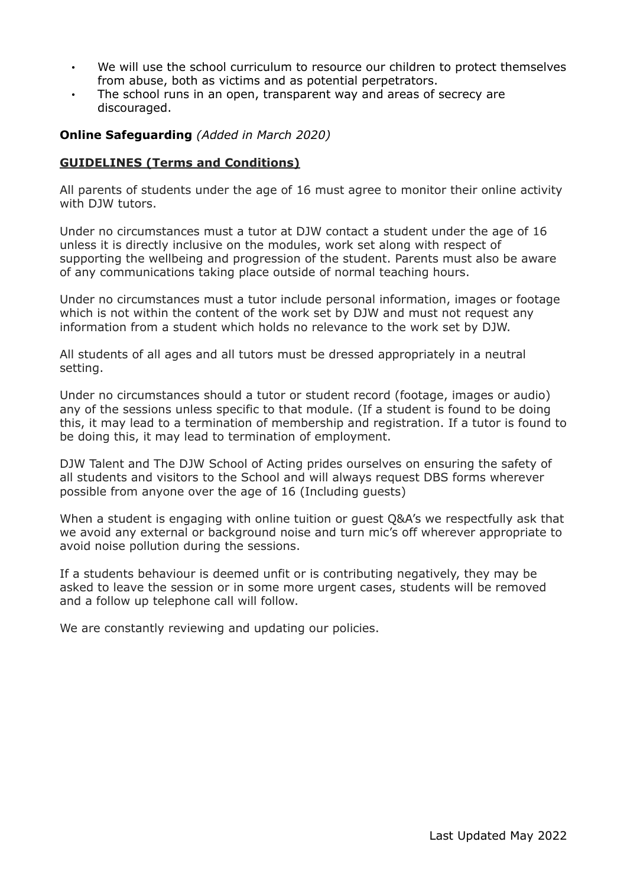- We will use the school curriculum to resource our children to protect themselves from abuse, both as victims and as potential perpetrators.
- The school runs in an open, transparent way and areas of secrecy are discouraged.

**Online Safeguarding** *(Added in March 2020)*

**GUIDELINES (Terms and Conditions)**

All parents of students under the age of 16 must agree to monitor their online activity with DJW tutors.

Under no circumstances must a tutor at DJW contact a student under the age of 16 unless it is directly inclusive on the modules, work set along with respect of supporting the wellbeing and progression of the student. Parents must also be aware of any communications taking place outside of normal teaching hours.

Under no circumstances must a tutor include personal information, images or footage which is not within the content of the work set by DJW and must not request any information from a student which holds no relevance to the work set by DJW.

All students of all ages and all tutors must be dressed appropriately in a neutral setting.

Under no circumstances should a tutor or student record (footage, images or audio) any of the sessions unless specific to that module. (If a student is found to be doing this, it may lead to a termination of membership and registration. If a tutor is found to be doing this, it may lead to termination of employment.

DJW Talent and The DJW School of Acting prides ourselves on ensuring the safety of all students and visitors to the School and will always request DBS forms wherever possible from anyone over the age of 16 (Including guests)

When a student is engaging with online tuition or guest Q&A's we respectfully ask that we avoid any external or background noise and turn mic's off wherever appropriate to avoid noise pollution during the sessions.

If a students behaviour is deemed unfit or is contributing negatively, they may be asked to leave the session or in some more urgent cases, students will be removed and a follow up telephone call will follow.

We are constantly reviewing and updating our policies.

Last Updated May 2022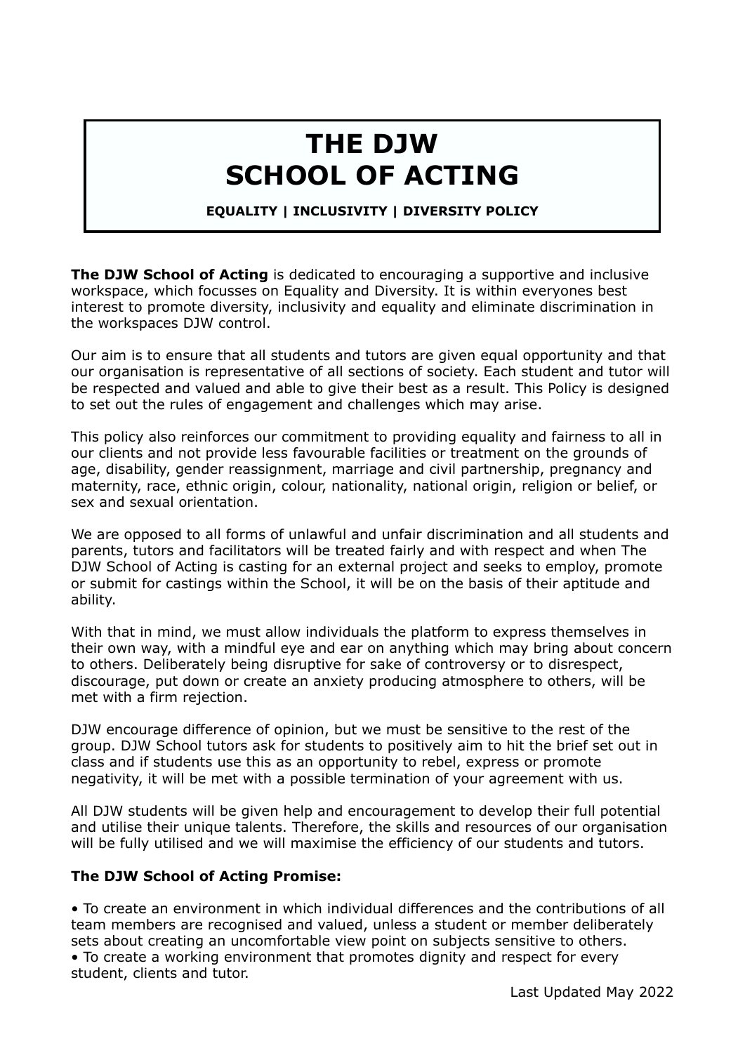# THE DJW SCHOOL OF ACTING

**EQUALITY | INCLUSIVITY | DIVERSITY POLICY**

**The DJW School of Acting** is dedicated to encouraging a supportive and inclusive workspace, which focusses on Equality and Diversity. It is within everyones best interest to promote diversity, inclusivity and equality and eliminate discrimination in the workspaces DJW control.

Our aim is to ensure that all students and tutors are given equal opportunity and that our organisation is representative of all sections of society. Each student and tutor will be respected and valued and able to give their best as a result. This Policy is designed to set out the rules of engagement and challenges which may arise.

This policy also reinforces our commitment to providing equality and fairness to all in our clients and not provide less favourable facilities or treatment on the grounds of age, disability, gender reassignment, marriage and civil partnership, pregnancy and maternity, race, ethnic origin, colour, nationality, national origin, religion or belief, or sex and sexual orientation.

We are opposed to all forms of unlawful and unfair discrimination and all students and parents, tutors and facilitators will be treated fairly and with respect and when The DJW School of Acting is casting for an external project and seeks to employ, promote or submit for castings within the School, it will be on the basis of their aptitude and ability.

With that in mind, we must allow individuals the platform to express themselves in their own way, with a mindful eye and ear on anything which may bring about concern to others. Deliberately being disruptive for sake of controversy or to disrespect, discourage, put down or create an anxiety producing atmosphere to others, will be met with a firm rejection.

DJW encourage difference of opinion, but we must be sensitive to the rest of the group. DJW School tutors ask for students to positively aim to hit the brief set out in class and if students use this as an opportunity to rebel, express or promote negativity, it will be met with a possible termination of your agreement with us.

All DJW students will be given help and encouragement to develop their full potential and utilise their unique talents. Therefore, the skills and resources of our organisation will be fully utilised and we will maximise the efficiency of our students and tutors.

**The DJW School of Acting Promise:**

- To create an environment in which individual differences and the contributions of all team members are recognised and valued, unless a student or member deliberately sets about creating an uncomfortable view point on subjects sensitive to others.
- To create a working environment that promotes dignity and respect for every student, clients and tutor.

Last Updated May 2022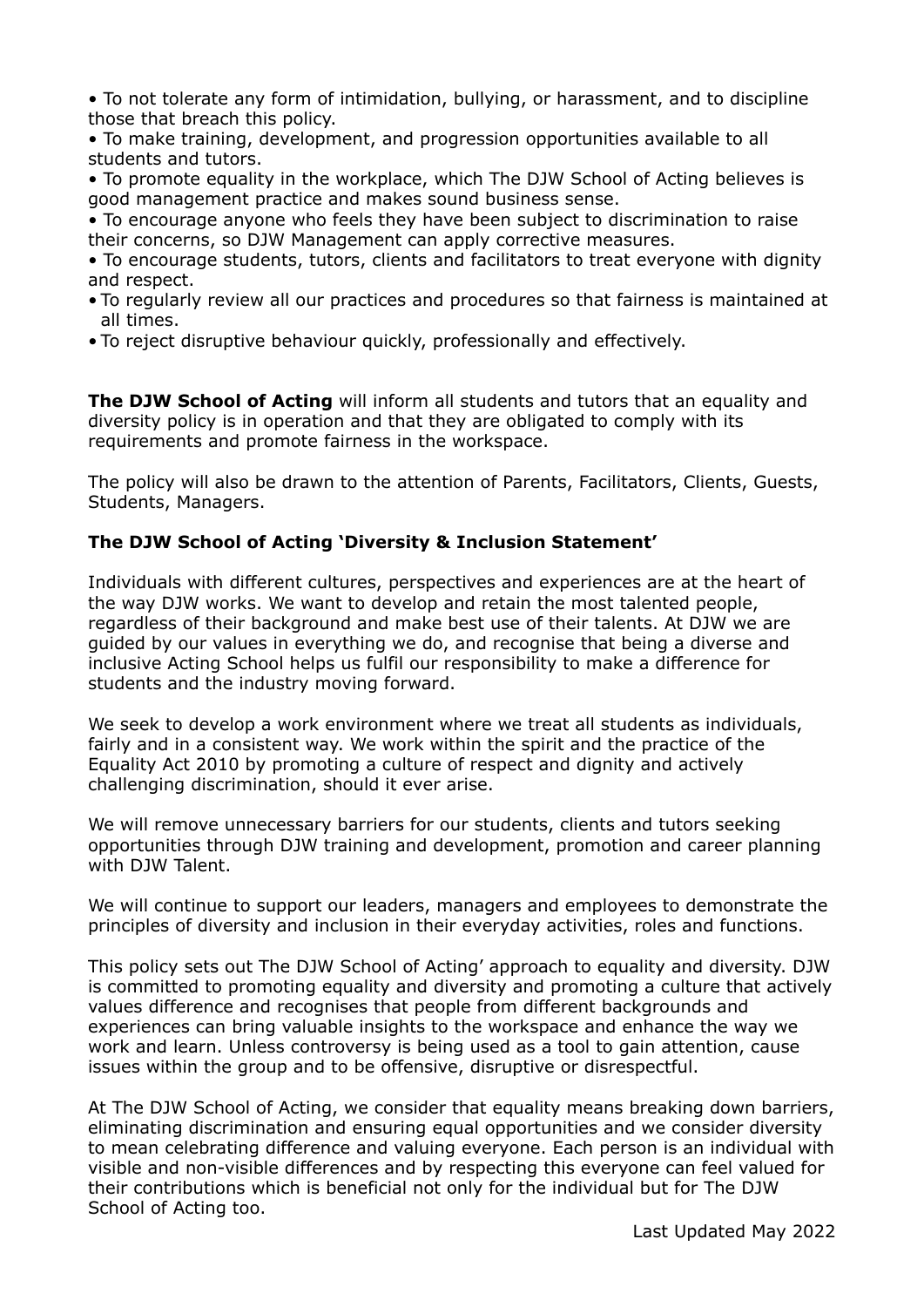- To not tolerate any form of intimidation, bullying, or harassment, and to discipline those that breach this policy.
- To make training, development, and progression opportunities available to all students and tutors.
- To promote equality in the workplace, which The DJW School of Acting believes is good management practice and makes sound business sense.
- To encourage anyone who feels they have been subject to discrimination to raise their concerns, so DJW Management can apply corrective measures.
- To encourage students, tutors, clients and facilitators to treat everyone with dignity and respect.
- To regularly review all our practices and procedures so that fairness is maintained at all times.
- To reject disruptive behaviour quickly, professionally and effectively.

**The DJW School of Acting** will inform all students and tutors that an equality and diversity policy is in operation and that they are obligated to comply with its requirements and promote fairness in the workspace.

The policy will also be drawn to the attention of Parents, Facilitators, Clients, Guests, Students, Managers.

**The DJW School of Acting 'Diversity & Inclusion Statement'**

Individuals with different cultures, perspectives and experiences are at the heart of the way DJW works. We want to develop and retain the most talented people, regardless of their background and make best use of their talents. At DJW we are guided by our values in everything we do, and recognise that being a diverse and inclusive Acting School helps us fulfil our responsibility to make a difference for students and the industry moving forward.

We seek to develop a work environment where we treat all students as individuals, fairly and in a consistent way. We work within the spirit and the practice of the Equality Act 2010 by promoting a culture of respect and dignity and actively challenging discrimination, should it ever arise.

We will remove unnecessary barriers for our students, clients and tutors seeking opportunities through DJW training and development, promotion and career planning with DJW Talent.

We will continue to support our leaders, managers and employees to demonstrate the principles of diversity and inclusion in their everyday activities, roles and functions.

This policy sets out The DJW School of Acting' approach to equality and diversity. DJW is committed to promoting equality and diversity and promoting a culture that actively values difference and recognises that people from different backgrounds and experiences can bring valuable insights to the workspace and enhance the way we work and learn. Unless controversy is being used as a tool to gain attention, cause issues within the group and to be offensive, disruptive or disrespectful.

At The DJW School of Acting, we consider that equality means breaking down barriers, eliminating discrimination and ensuring equal opportunities and we consider diversity to mean celebrating difference and valuing everyone. Each person is an individual with visible and non-visible differences and by respecting this everyone can feel valued for their contributions which is beneficial not only for the individual but for The DJW School of Acting too.

Last Updated May 2022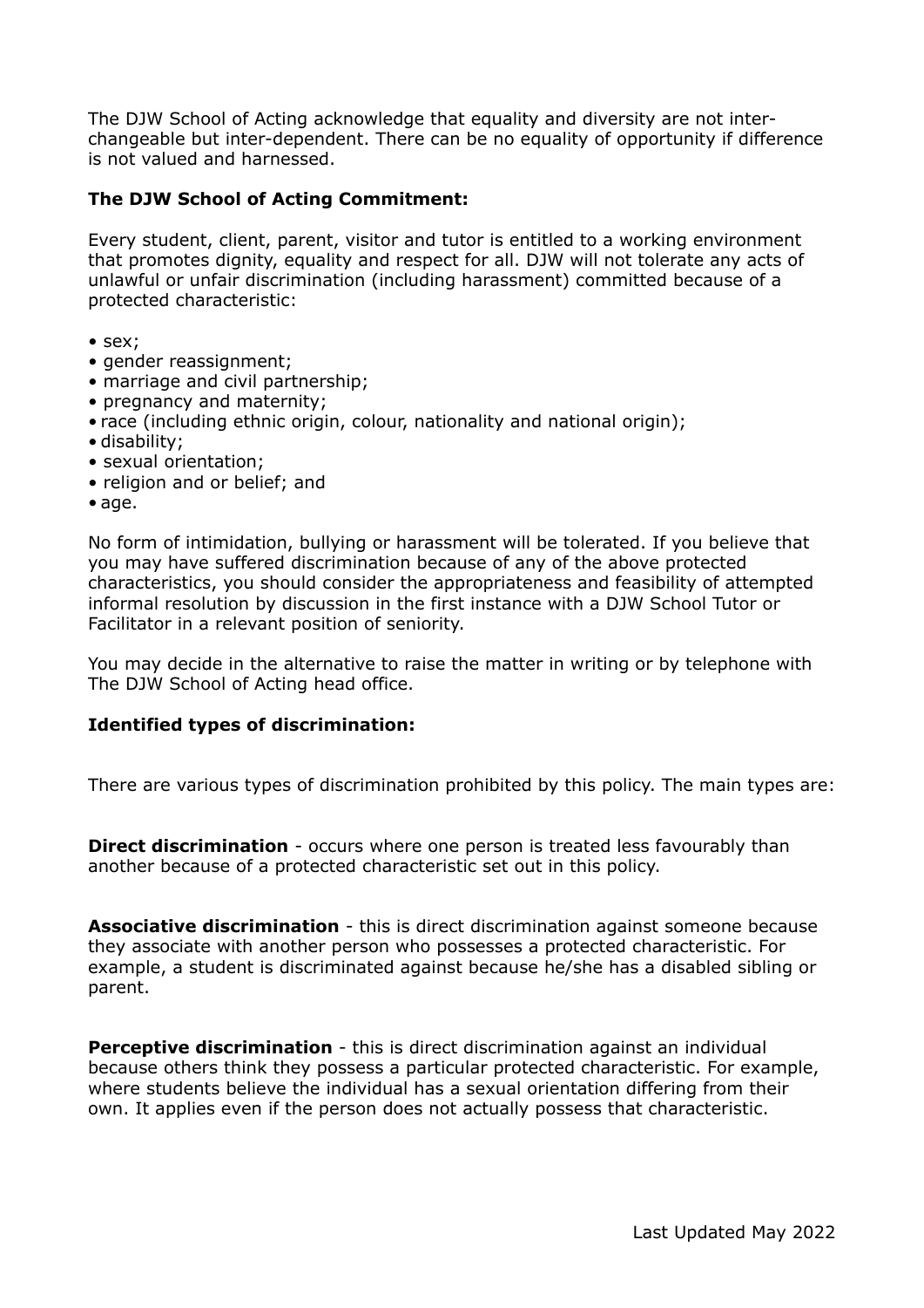The DJW School of Acting acknowledge that equality and diversity are not inter-changeable but inter-dependent. There can be no equality of opportunity if difference is not valued and harnessed.

**The DJW School of Acting Commitment:**

Every student, client, parent, visitor and tutor is entitled to a working environment that promotes dignity, equality and respect for all. DJW will not tolerate any acts of unlawful or unfair discrimination (including harassment) committed because of a protected characteristic:

- sex;
- gender reassignment;
- marriage and civil partnership;
- pregnancy and maternity;
- race (including ethnic origin, colour, nationality and national origin);
- disability;
- sexual orientation;
- religion and or belief; and
- age.

No form of intimidation, bullying or harassment will be tolerated. If you believe that you may have suffered discrimination because of any of the above protected characteristics, you should consider the appropriateness and feasibility of attempted informal resolution by discussion in the first instance with a DJW School Tutor or Facilitator in a relevant position of seniority.

You may decide in the alternative to raise the matter in writing or by telephone with The DJW School of Acting head office.

**Identified types of discrimination:**

There are various types of discrimination prohibited by this policy. The main types are:

**Direct discrimination** - occurs where one person is treated less favourably than another because of a protected characteristic set out in this policy.

**Associative discrimination** - this is direct discrimination against someone because they associate with another person who possesses a protected characteristic. For example, a student is discriminated against because he/she has a disabled sibling or parent.

**Perceptive discrimination** - this is direct discrimination against an individual because others think they possess a particular protected characteristic. For example, where students believe the individual has a sexual orientation differing from their own. It applies even if the person does not actually possess that characteristic.

Last Updated May 2022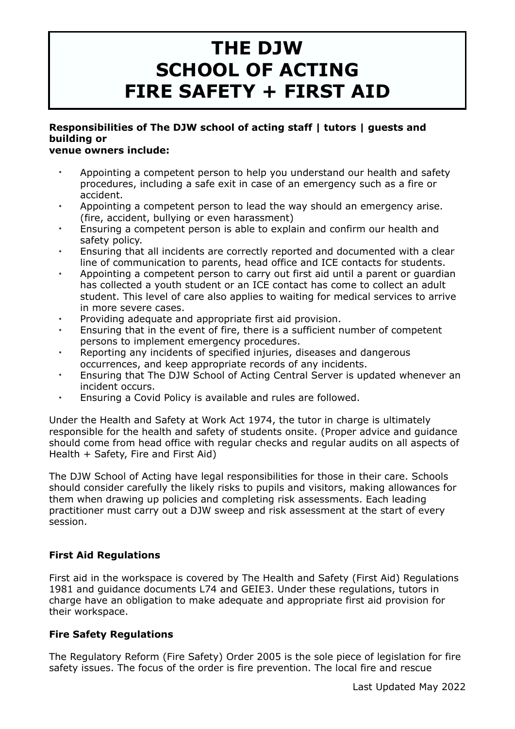# THE DJW SCHOOL OF ACTING FIRE SAFETY + FIRST AID

**Responsibilities of The DJW school of acting staff | tutors | guests and building or venue owners include:**

- Appointing a competent person to help you understand our health and safety procedures, including a safe exit in case of an emergency such as a fire or accident.
- Appointing a competent person to lead the way should an emergency arise. (fire, accident, bullying or even harassment)
- Ensuring a competent person is able to explain and confirm our health and safety policy.
- Ensuring that all incidents are correctly reported and documented with a clear line of communication to parents, head office and ICE contacts for students.
- Appointing a competent person to carry out first aid until a parent or guardian has collected a youth student or an ICE contact has come to collect an adult student. This level of care also applies to waiting for medical services to arrive in more severe cases.
- Providing adequate and appropriate first aid provision.
- Ensuring that in the event of fire, there is a sufficient number of competent persons to implement emergency procedures.
- Reporting any incidents of specified injuries, diseases and dangerous occurrences, and keep appropriate records of any incidents.
- Ensuring that The DJW School of Acting Central Server is updated whenever an incident occurs.
- Ensuring a Covid Policy is available and rules are followed.

Under the Health and Safety at Work Act 1974, the tutor in charge is ultimately responsible for the health and safety of students onsite. (Proper advice and guidance should come from head office with regular checks and regular audits on all aspects of Health + Safety, Fire and First Aid)

The DJW School of Acting have legal responsibilities for those in their care. Schools should consider carefully the likely risks to pupils and visitors, making allowances for them when drawing up policies and completing risk assessments. Each leading practitioner must carry out a DJW sweep and risk assessment at the start of every session.

**First Aid Regulations**

First aid in the workspace is covered by The Health and Safety (First Aid) Regulations 1981 and guidance documents L74 and GEIE3. Under these regulations, tutors in charge have an obligation to make adequate and appropriate first aid provision for their workspace.

**Fire Safety Regulations**

The Regulatory Reform (Fire Safety) Order 2005 is the sole piece of legislation for fire safety issues. The focus of the order is fire prevention. The local fire and rescue

Last Updated May 2022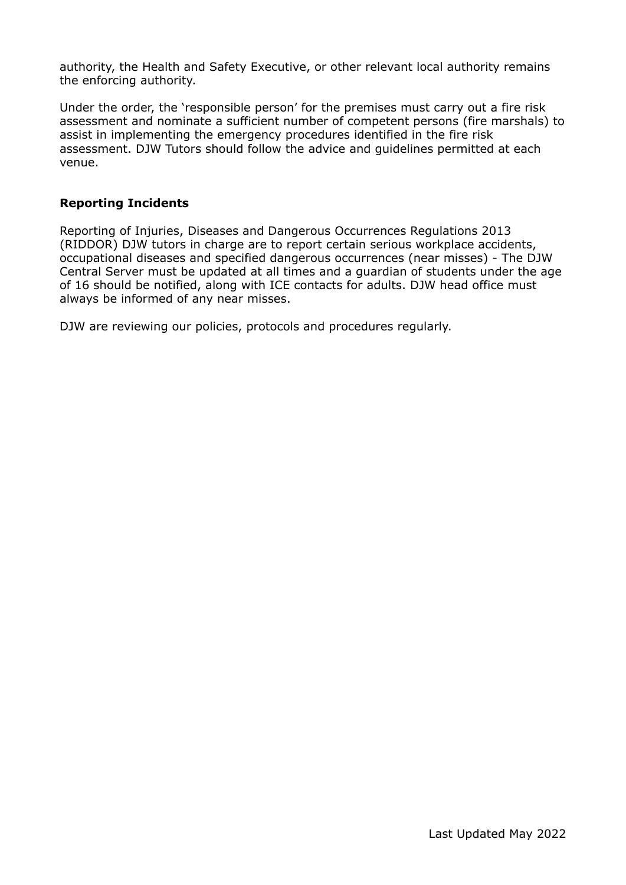authority, the Health and Safety Executive, or other relevant local authority remains the enforcing authority.

Under the order, the 'responsible person' for the premises must carry out a fire risk assessment and nominate a sufficient number of competent persons (fire marshals) to assist in implementing the emergency procedures identified in the fire risk assessment. DJW Tutors should follow the advice and guidelines permitted at each venue.

**Reporting Incidents**

Reporting of Injuries, Diseases and Dangerous Occurrences Regulations 2013 (RIDDOR) DJW tutors in charge are to report certain serious workplace accidents, occupational diseases and specified dangerous occurrences (near misses) - The DJW Central Server must be updated at all times and a guardian of students under the age of 16 should be notified, along with ICE contacts for adults. DJW head office must always be informed of any near misses.

DJW are reviewing our policies, protocols and procedures regularly.

Last Updated May 2022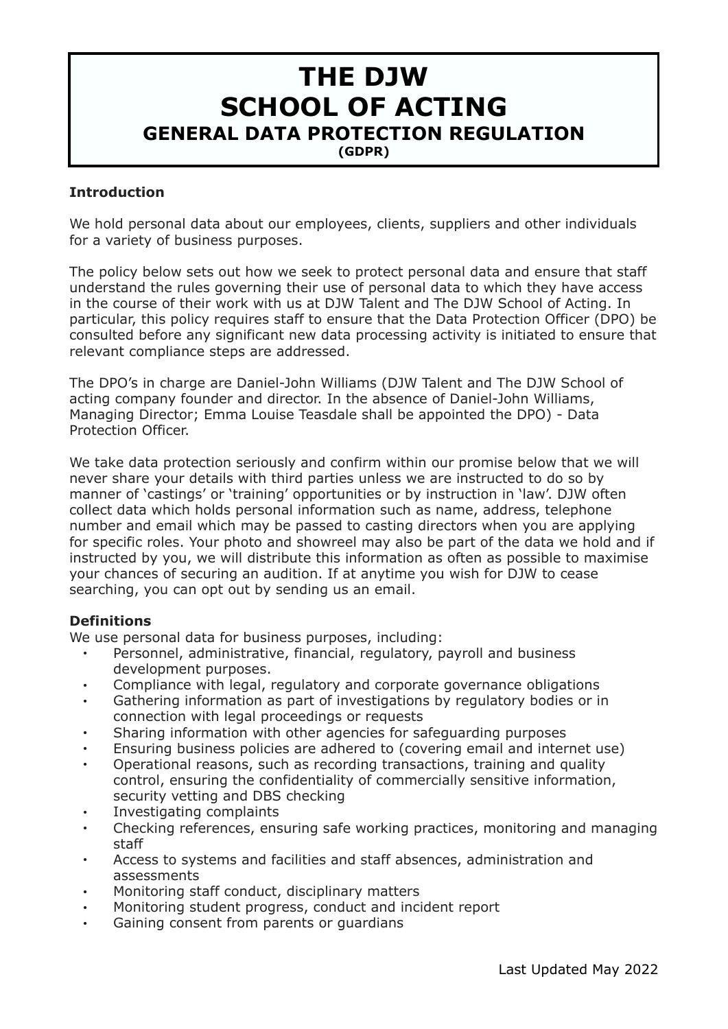# THE DJW SCHOOL OF ACTING
## GENERAL DATA PROTECTION REGULATION
**(GDPR)**

**Introduction**

We hold personal data about our employees, clients, suppliers and other individuals for a variety of business purposes.

The policy below sets out how we seek to protect personal data and ensure that staff understand the rules governing their use of personal data to which they have access in the course of their work with us at DJW Talent and The DJW School of Acting. In particular, this policy requires staff to ensure that the Data Protection Officer (DPO) be consulted before any significant new data processing activity is initiated to ensure that relevant compliance steps are addressed.

The DPO's in charge are Daniel-John Williams (DJW Talent and The DJW School of acting company founder and director. In the absence of Daniel-John Williams, Managing Director; Emma Louise Teasdale shall be appointed the DPO) - Data Protection Officer.

We take data protection seriously and confirm within our promise below that we will never share your details with third parties unless we are instructed to do so by manner of 'castings' or 'training' opportunities or by instruction in 'law'. DJW often collect data which holds personal information such as name, address, telephone number and email which may be passed to casting directors when you are applying for specific roles. Your photo and showreel may also be part of the data we hold and if instructed by you, we will distribute this information as often as possible to maximise your chances of securing an audition. If at anytime you wish for DJW to cease searching, you can opt out by sending us an email.

**Definitions**

We use personal data for business purposes, including:

- Personnel, administrative, financial, regulatory, payroll and business development purposes.
- Compliance with legal, regulatory and corporate governance obligations
- Gathering information as part of investigations by regulatory bodies or in connection with legal proceedings or requests
- Sharing information with other agencies for safeguarding purposes
- Ensuring business policies are adhered to (covering email and internet use)
- Operational reasons, such as recording transactions, training and quality control, ensuring the confidentiality of commercially sensitive information, security vetting and DBS checking
- Investigating complaints
- Checking references, ensuring safe working practices, monitoring and managing staff
- Access to systems and facilities and staff absences, administration and assessments
- Monitoring staff conduct, disciplinary matters
- Monitoring student progress, conduct and incident report
- Gaining consent from parents or guardians

Last Updated May 2022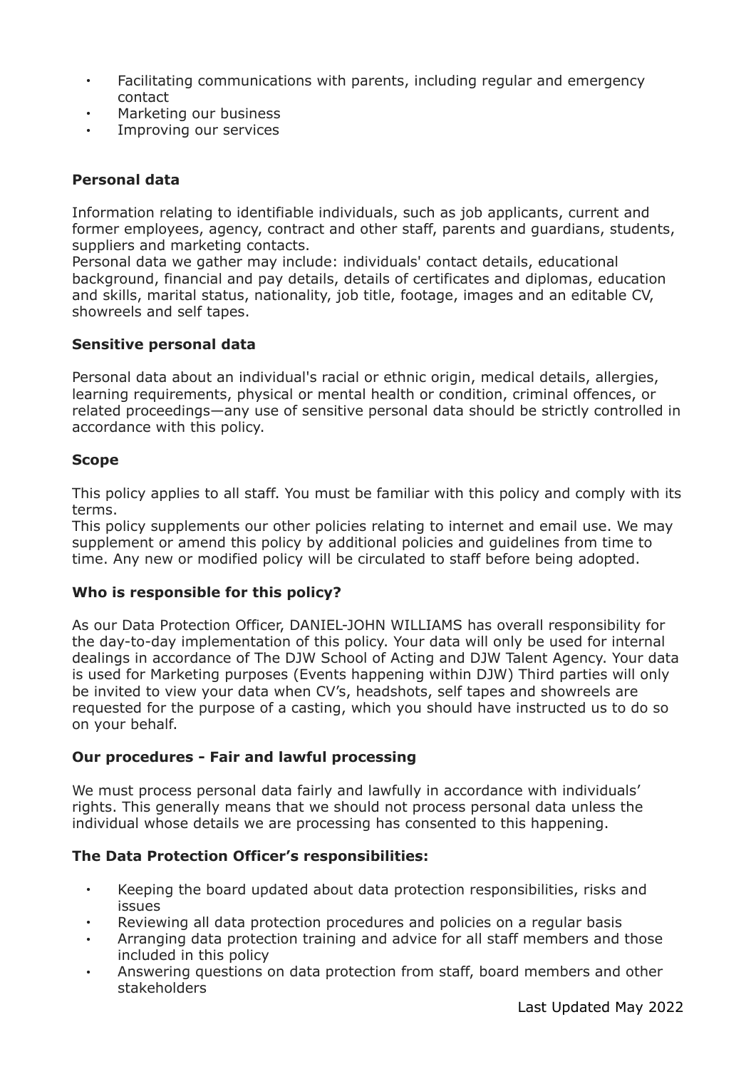- Facilitating communications with parents, including regular and emergency contact
- Marketing our business
- Improving our services

**Personal data**

Information relating to identifiable individuals, such as job applicants, current and former employees, agency, contract and other staff, parents and guardians, students, suppliers and marketing contacts.
Personal data we gather may include: individuals' contact details, educational background, financial and pay details, details of certificates and diplomas, education and skills, marital status, nationality, job title, footage, images and an editable CV, showreels and self tapes.

**Sensitive personal data**

Personal data about an individual's racial or ethnic origin, medical details, allergies, learning requirements, physical or mental health or condition, criminal offences, or related proceedings—any use of sensitive personal data should be strictly controlled in accordance with this policy.

**Scope**

This policy applies to all staff. You must be familiar with this policy and comply with its terms.
This policy supplements our other policies relating to internet and email use. We may supplement or amend this policy by additional policies and guidelines from time to time. Any new or modified policy will be circulated to staff before being adopted.

**Who is responsible for this policy?**

As our Data Protection Officer, DANIEL-JOHN WILLIAMS has overall responsibility for the day-to-day implementation of this policy. Your data will only be used for internal dealings in accordance of The DJW School of Acting and DJW Talent Agency. Your data is used for Marketing purposes (Events happening within DJW) Third parties will only be invited to view your data when CV's, headshots, self tapes and showreels are requested for the purpose of a casting, which you should have instructed us to do so on your behalf.

**Our procedures - Fair and lawful processing**

We must process personal data fairly and lawfully in accordance with individuals' rights. This generally means that we should not process personal data unless the individual whose details we are processing has consented to this happening.

**The Data Protection Officer's responsibilities:**

- Keeping the board updated about data protection responsibilities, risks and issues
- Reviewing all data protection procedures and policies on a regular basis
- Arranging data protection training and advice for all staff members and those included in this policy
- Answering questions on data protection from staff, board members and other stakeholders

Last Updated May 2022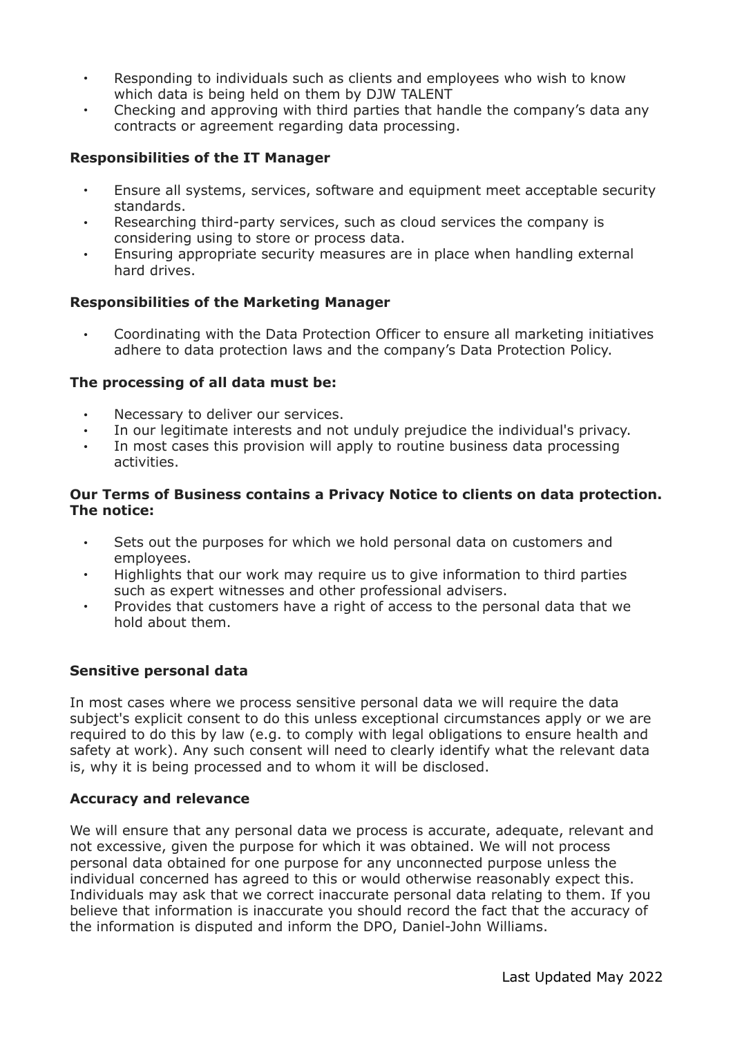- Responding to individuals such as clients and employees who wish to know which data is being held on them by DJW TALENT
- Checking and approving with third parties that handle the company's data any contracts or agreement regarding data processing.

**Responsibilities of the IT Manager**

- Ensure all systems, services, software and equipment meet acceptable security standards.
- Researching third-party services, such as cloud services the company is considering using to store or process data.
- Ensuring appropriate security measures are in place when handling external hard drives.

**Responsibilities of the Marketing Manager**

- Coordinating with the Data Protection Officer to ensure all marketing initiatives adhere to data protection laws and the company's Data Protection Policy.

**The processing of all data must be:**

- Necessary to deliver our services.
- In our legitimate interests and not unduly prejudice the individual's privacy.
- In most cases this provision will apply to routine business data processing activities.

**Our Terms of Business contains a Privacy Notice to clients on data protection. The notice:**

- Sets out the purposes for which we hold personal data on customers and employees.
- Highlights that our work may require us to give information to third parties such as expert witnesses and other professional advisers.
- Provides that customers have a right of access to the personal data that we hold about them.

**Sensitive personal data**

In most cases where we process sensitive personal data we will require the data subject's explicit consent to do this unless exceptional circumstances apply or we are required to do this by law (e.g. to comply with legal obligations to ensure health and safety at work). Any such consent will need to clearly identify what the relevant data is, why it is being processed and to whom it will be disclosed.

**Accuracy and relevance**

We will ensure that any personal data we process is accurate, adequate, relevant and not excessive, given the purpose for which it was obtained. We will not process personal data obtained for one purpose for any unconnected purpose unless the individual concerned has agreed to this or would otherwise reasonably expect this. Individuals may ask that we correct inaccurate personal data relating to them. If you believe that information is inaccurate you should record the fact that the accuracy of the information is disputed and inform the DPO, Daniel-John Williams.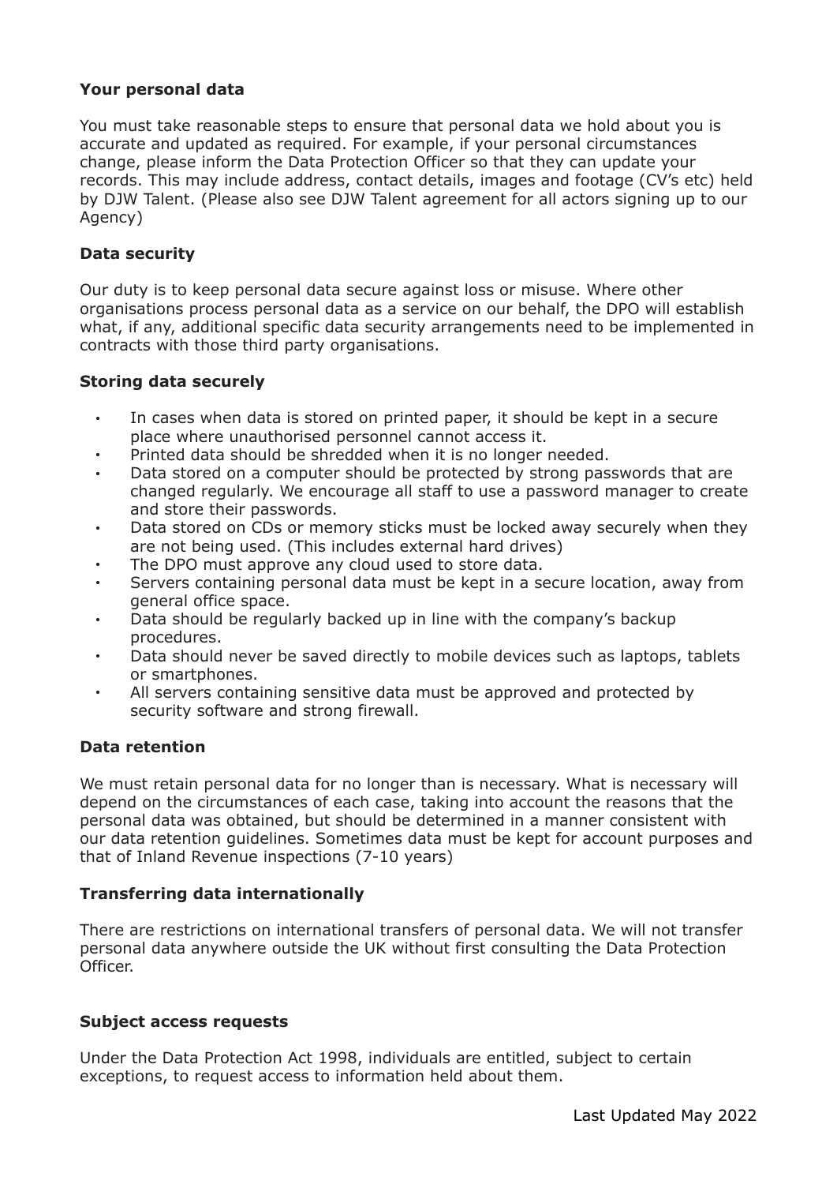**Your personal data**

You must take reasonable steps to ensure that personal data we hold about you is accurate and updated as required. For example, if your personal circumstances change, please inform the Data Protection Officer so that they can update your records. This may include address, contact details, images and footage (CV's etc) held by DJW Talent. (Please also see DJW Talent agreement for all actors signing up to our Agency)

**Data security**

Our duty is to keep personal data secure against loss or misuse. Where other organisations process personal data as a service on our behalf, the DPO will establish what, if any, additional specific data security arrangements need to be implemented in contracts with those third party organisations.

**Storing data securely**

- In cases when data is stored on printed paper, it should be kept in a secure place where unauthorised personnel cannot access it.
- Printed data should be shredded when it is no longer needed.
- Data stored on a computer should be protected by strong passwords that are changed regularly. We encourage all staff to use a password manager to create and store their passwords.
- Data stored on CDs or memory sticks must be locked away securely when they are not being used. (This includes external hard drives)
- The DPO must approve any cloud used to store data.
- Servers containing personal data must be kept in a secure location, away from general office space.
- Data should be regularly backed up in line with the company's backup procedures.
- Data should never be saved directly to mobile devices such as laptops, tablets or smartphones.
- All servers containing sensitive data must be approved and protected by security software and strong firewall.

**Data retention**

We must retain personal data for no longer than is necessary. What is necessary will depend on the circumstances of each case, taking into account the reasons that the personal data was obtained, but should be determined in a manner consistent with our data retention guidelines. Sometimes data must be kept for account purposes and that of Inland Revenue inspections (7-10 years)

**Transferring data internationally**

There are restrictions on international transfers of personal data. We will not transfer personal data anywhere outside the UK without first consulting the Data Protection Officer.

**Subject access requests**

Under the Data Protection Act 1998, individuals are entitled, subject to certain exceptions, to request access to information held about them.

Last Updated May 2022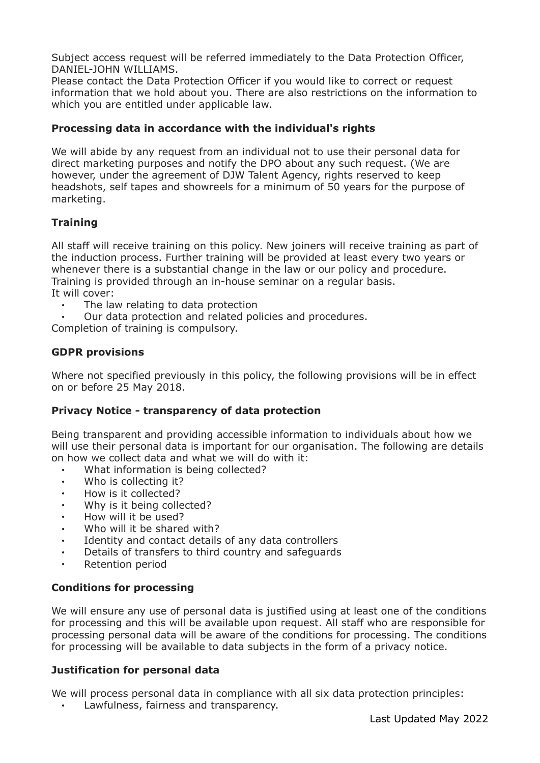Subject access request will be referred immediately to the Data Protection Officer, DANIEL-JOHN WILLIAMS.
Please contact the Data Protection Officer if you would like to correct or request information that we hold about you. There are also restrictions on the information to which you are entitled under applicable law.

### Processing data in accordance with the individual's rights

We will abide by any request from an individual not to use their personal data for direct marketing purposes and notify the DPO about any such request. (We are however, under the agreement of DJW Talent Agency, rights reserved to keep headshots, self tapes and showreels for a minimum of 50 years for the purpose of marketing.

### Training

All staff will receive training on this policy. New joiners will receive training as part of the induction process. Further training will be provided at least every two years or whenever there is a substantial change in the law or our policy and procedure.
Training is provided through an in-house seminar on a regular basis.
It will cover:

- The law relating to data protection
- Our data protection and related policies and procedures.

Completion of training is compulsory.

### GDPR provisions

Where not specified previously in this policy, the following provisions will be in effect on or before 25 May 2018.

### Privacy Notice - transparency of data protection

Being transparent and providing accessible information to individuals about how we will use their personal data is important for our organisation. The following are details on how we collect data and what we will do with it:

- What information is being collected?
- Who is collecting it?
- How is it collected?
- Why is it being collected?
- How will it be used?
- Who will it be shared with?
- Identity and contact details of any data controllers
- Details of transfers to third country and safeguards
- Retention period

### Conditions for processing

We will ensure any use of personal data is justified using at least one of the conditions for processing and this will be available upon request. All staff who are responsible for processing personal data will be aware of the conditions for processing. The conditions for processing will be available to data subjects in the form of a privacy notice.

### Justification for personal data

We will process personal data in compliance with all six data protection principles:

- Lawfulness, fairness and transparency.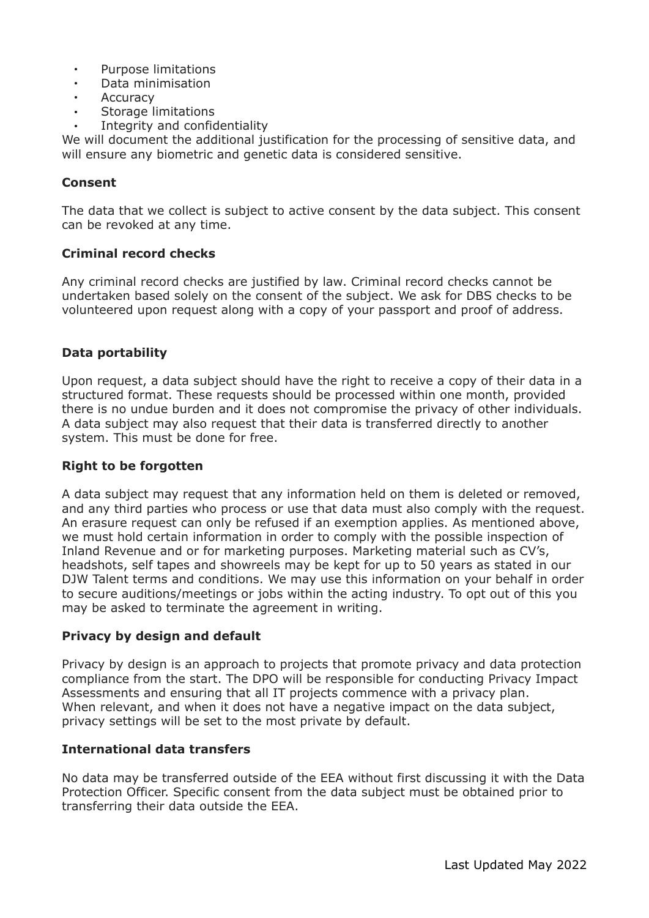- Purpose limitations
- Data minimisation
- Accuracy
- Storage limitations
- Integrity and confidentiality

We will document the additional justification for the processing of sensitive data, and will ensure any biometric and genetic data is considered sensitive.

**Consent**

The data that we collect is subject to active consent by the data subject. This consent can be revoked at any time.

**Criminal record checks**

Any criminal record checks are justified by law. Criminal record checks cannot be undertaken based solely on the consent of the subject. We ask for DBS checks to be volunteered upon request along with a copy of your passport and proof of address.

**Data portability**

Upon request, a data subject should have the right to receive a copy of their data in a structured format. These requests should be processed within one month, provided there is no undue burden and it does not compromise the privacy of other individuals. A data subject may also request that their data is transferred directly to another system. This must be done for free.

**Right to be forgotten**

A data subject may request that any information held on them is deleted or removed, and any third parties who process or use that data must also comply with the request. An erasure request can only be refused if an exemption applies. As mentioned above, we must hold certain information in order to comply with the possible inspection of Inland Revenue and or for marketing purposes. Marketing material such as CV's, headshots, self tapes and showreels may be kept for up to 50 years as stated in our DJW Talent terms and conditions. We may use this information on your behalf in order to secure auditions/meetings or jobs within the acting industry. To opt out of this you may be asked to terminate the agreement in writing.

**Privacy by design and default**

Privacy by design is an approach to projects that promote privacy and data protection compliance from the start. The DPO will be responsible for conducting Privacy Impact Assessments and ensuring that all IT projects commence with a privacy plan.
When relevant, and when it does not have a negative impact on the data subject, privacy settings will be set to the most private by default.

**International data transfers**

No data may be transferred outside of the EEA without first discussing it with the Data Protection Officer. Specific consent from the data subject must be obtained prior to transferring their data outside the EEA.

Last Updated May 2022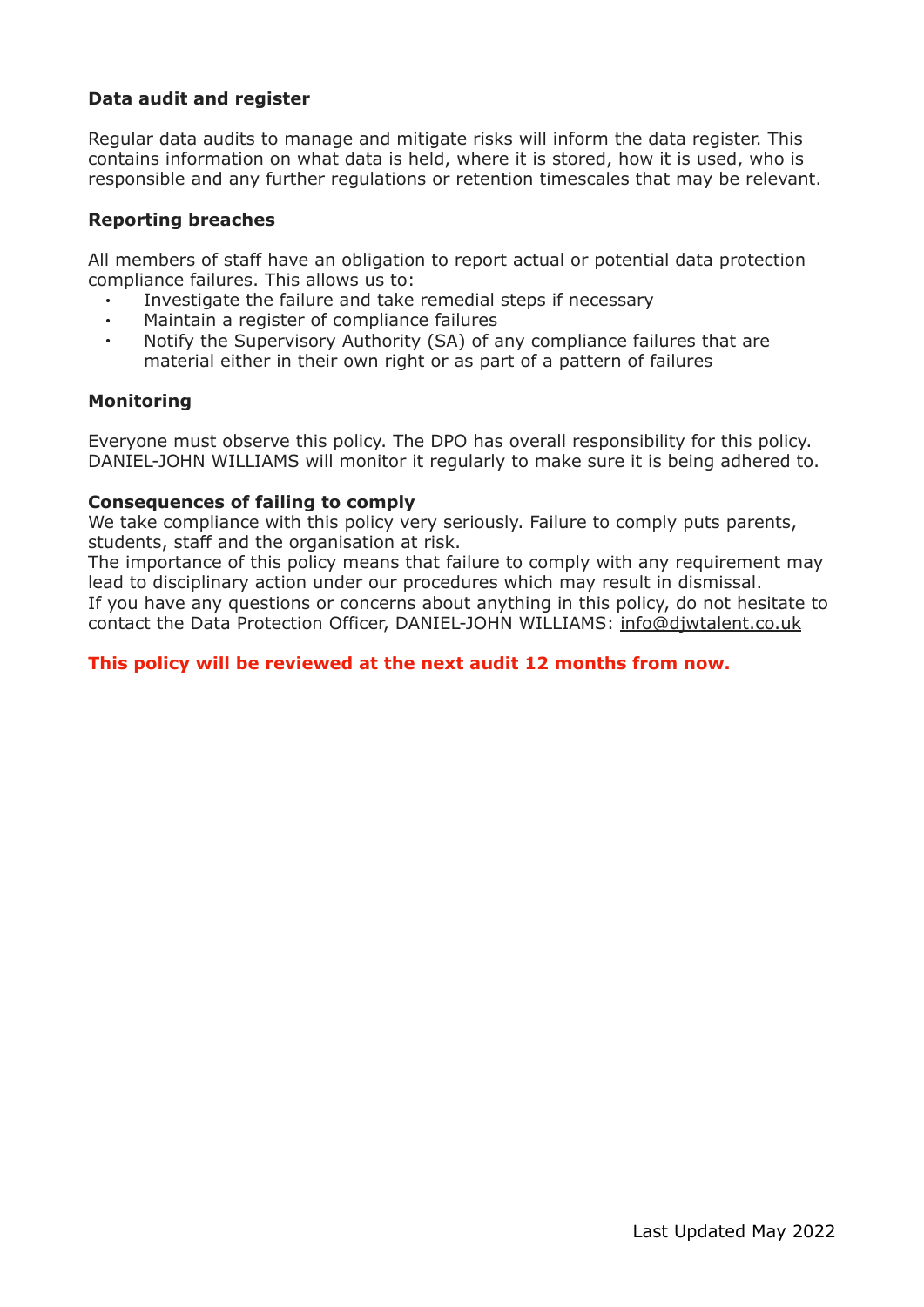**Data audit and register**

Regular data audits to manage and mitigate risks will inform the data register. This contains information on what data is held, where it is stored, how it is used, who is responsible and any further regulations or retention timescales that may be relevant.

**Reporting breaches**

All members of staff have an obligation to report actual or potential data protection compliance failures. This allows us to:

- Investigate the failure and take remedial steps if necessary
- Maintain a register of compliance failures
- Notify the Supervisory Authority (SA) of any compliance failures that are material either in their own right or as part of a pattern of failures

**Monitoring**

Everyone must observe this policy. The DPO has overall responsibility for this policy. DANIEL-JOHN WILLIAMS will monitor it regularly to make sure it is being adhered to.

**Consequences of failing to comply**

We take compliance with this policy very seriously. Failure to comply puts parents, students, staff and the organisation at risk.
The importance of this policy means that failure to comply with any requirement may lead to disciplinary action under our procedures which may result in dismissal.
If you have any questions or concerns about anything in this policy, do not hesitate to contact the Data Protection Officer, DANIEL-JOHN WILLIAMS: info@djwtalent.co.uk

**This policy will be reviewed at the next audit 12 months from now.**

Last Updated May 2022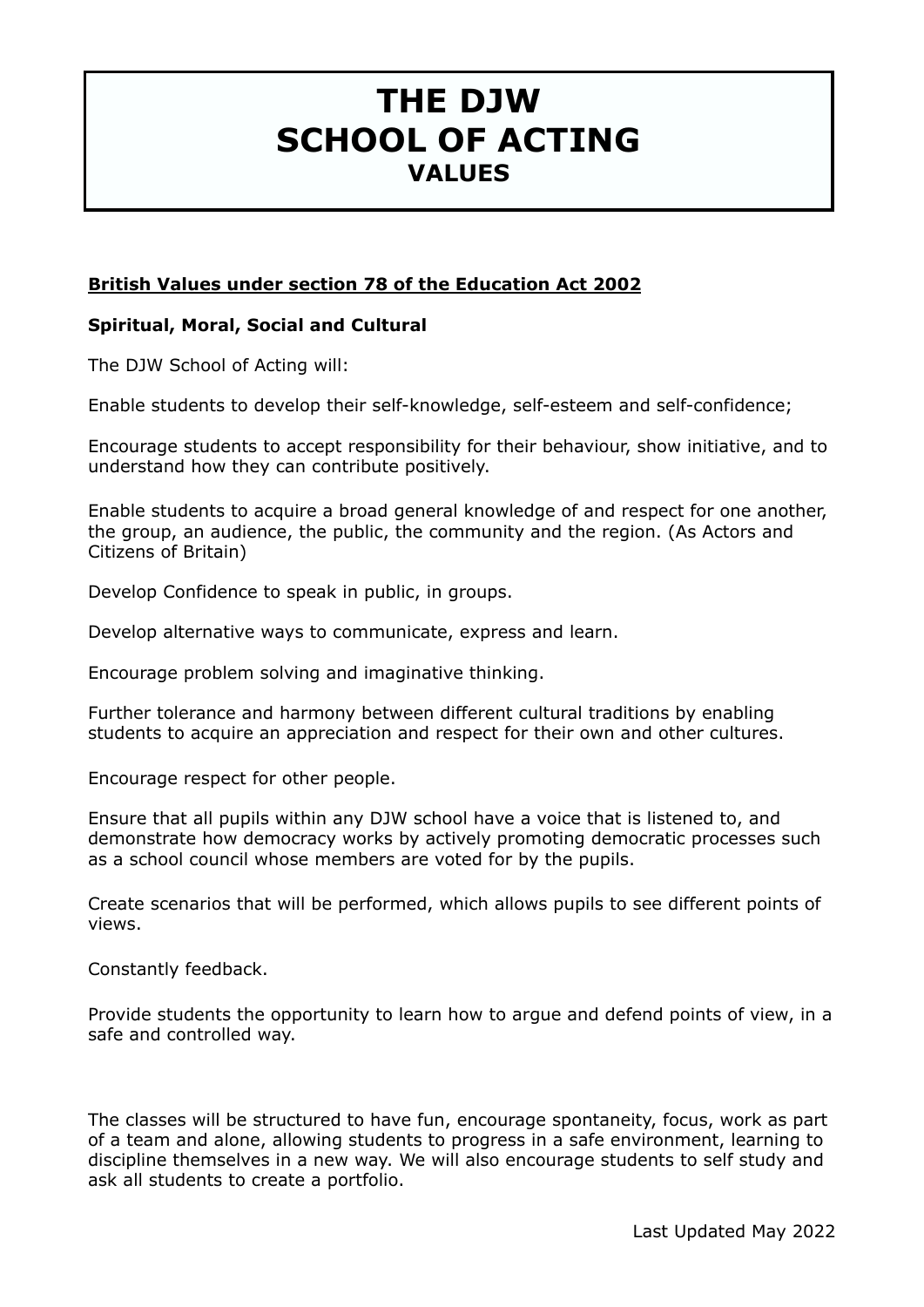# THE DJW SCHOOL OF ACTING
## VALUES

**British Values under section 78 of the Education Act 2002**

**Spiritual, Moral, Social and Cultural**

The DJW School of Acting will:

Enable students to develop their self-knowledge, self-esteem and self-confidence;

Encourage students to accept responsibility for their behaviour, show initiative, and to understand how they can contribute positively.

Enable students to acquire a broad general knowledge of and respect for one another, the group, an audience, the public, the community and the region. (As Actors and Citizens of Britain)

Develop Confidence to speak in public, in groups.

Develop alternative ways to communicate, express and learn.

Encourage problem solving and imaginative thinking.

Further tolerance and harmony between different cultural traditions by enabling students to acquire an appreciation and respect for their own and other cultures.

Encourage respect for other people.

Ensure that all pupils within any DJW school have a voice that is listened to, and demonstrate how democracy works by actively promoting democratic processes such as a school council whose members are voted for by the pupils.

Create scenarios that will be performed, which allows pupils to see different points of views.

Constantly feedback.

Provide students the opportunity to learn how to argue and defend points of view, in a safe and controlled way.

The classes will be structured to have fun, encourage spontaneity, focus, work as part of a team and alone, allowing students to progress in a safe environment, learning to discipline themselves in a new way. We will also encourage students to self study and ask all students to create a portfolio.

Last Updated May 2022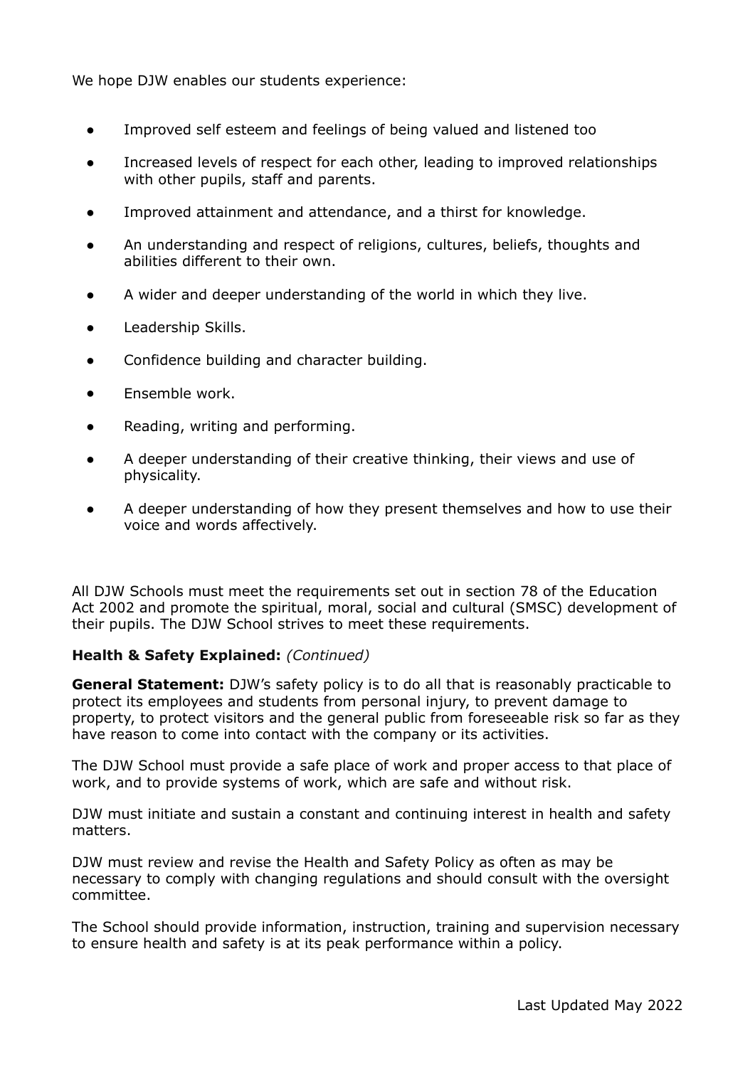We hope DJW enables our students experience:

- Improved self esteem and feelings of being valued and listened too
- Increased levels of respect for each other, leading to improved relationships with other pupils, staff and parents.
- Improved attainment and attendance, and a thirst for knowledge.
- An understanding and respect of religions, cultures, beliefs, thoughts and abilities different to their own.
- A wider and deeper understanding of the world in which they live.
- Leadership Skills.
- Confidence building and character building.
- Ensemble work.
- Reading, writing and performing.
- A deeper understanding of their creative thinking, their views and use of physicality.
- A deeper understanding of how they present themselves and how to use their voice and words affectively.

All DJW Schools must meet the requirements set out in section 78 of the Education Act 2002 and promote the spiritual, moral, social and cultural (SMSC) development of their pupils. The DJW School strives to meet these requirements.

**Health & Safety Explained:** *(Continued)*

**General Statement:** DJW's safety policy is to do all that is reasonably practicable to protect its employees and students from personal injury, to prevent damage to property, to protect visitors and the general public from foreseeable risk so far as they have reason to come into contact with the company or its activities.

The DJW School must provide a safe place of work and proper access to that place of work, and to provide systems of work, which are safe and without risk.

DJW must initiate and sustain a constant and continuing interest in health and safety matters.

DJW must review and revise the Health and Safety Policy as often as may be necessary to comply with changing regulations and should consult with the oversight committee.

The School should provide information, instruction, training and supervision necessary to ensure health and safety is at its peak performance within a policy.

Last Updated May 2022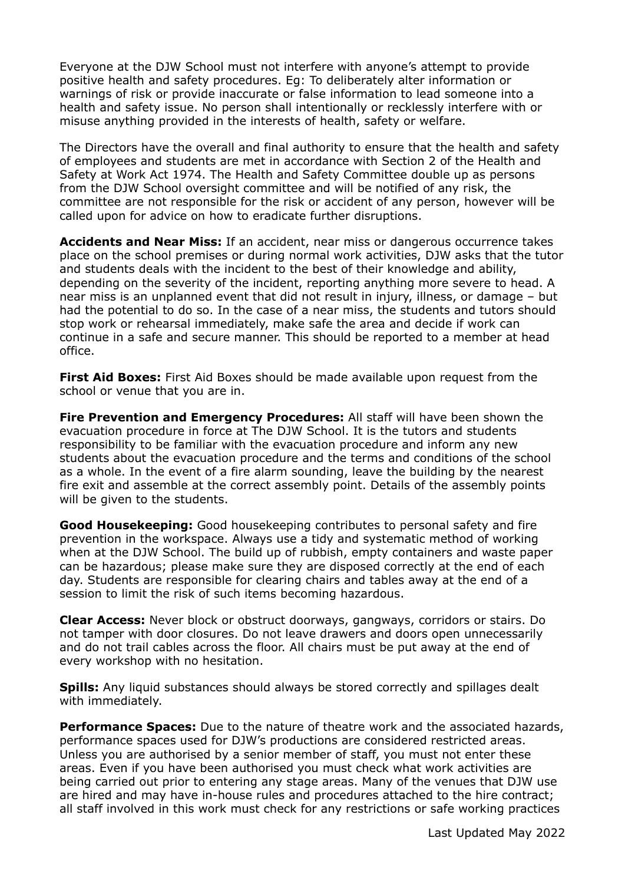Everyone at the DJW School must not interfere with anyone's attempt to provide positive health and safety procedures. Eg: To deliberately alter information or warnings of risk or provide inaccurate or false information to lead someone into a health and safety issue. No person shall intentionally or recklessly interfere with or misuse anything provided in the interests of health, safety or welfare.

The Directors have the overall and final authority to ensure that the health and safety of employees and students are met in accordance with Section 2 of the Health and Safety at Work Act 1974. The Health and Safety Committee double up as persons from the DJW School oversight committee and will be notified of any risk, the committee are not responsible for the risk or accident of any person, however will be called upon for advice on how to eradicate further disruptions.

**Accidents and Near Miss:** If an accident, near miss or dangerous occurrence takes place on the school premises or during normal work activities, DJW asks that the tutor and students deals with the incident to the best of their knowledge and ability, depending on the severity of the incident, reporting anything more severe to head. A near miss is an unplanned event that did not result in injury, illness, or damage – but had the potential to do so. In the case of a near miss, the students and tutors should stop work or rehearsal immediately, make safe the area and decide if work can continue in a safe and secure manner. This should be reported to a member at head office.

**First Aid Boxes:** First Aid Boxes should be made available upon request from the school or venue that you are in.

**Fire Prevention and Emergency Procedures:** All staff will have been shown the evacuation procedure in force at The DJW School. It is the tutors and students responsibility to be familiar with the evacuation procedure and inform any new students about the evacuation procedure and the terms and conditions of the school as a whole. In the event of a fire alarm sounding, leave the building by the nearest fire exit and assemble at the correct assembly point. Details of the assembly points will be given to the students.

**Good Housekeeping:** Good housekeeping contributes to personal safety and fire prevention in the workspace. Always use a tidy and systematic method of working when at the DJW School. The build up of rubbish, empty containers and waste paper can be hazardous; please make sure they are disposed correctly at the end of each day. Students are responsible for clearing chairs and tables away at the end of a session to limit the risk of such items becoming hazardous.

**Clear Access:** Never block or obstruct doorways, gangways, corridors or stairs. Do not tamper with door closures. Do not leave drawers and doors open unnecessarily and do not trail cables across the floor. All chairs must be put away at the end of every workshop with no hesitation.

**Spills:** Any liquid substances should always be stored correctly and spillages dealt with immediately.

**Performance Spaces:** Due to the nature of theatre work and the associated hazards, performance spaces used for DJW's productions are considered restricted areas. Unless you are authorised by a senior member of staff, you must not enter these areas. Even if you have been authorised you must check what work activities are being carried out prior to entering any stage areas. Many of the venues that DJW use are hired and may have in-house rules and procedures attached to the hire contract; all staff involved in this work must check for any restrictions or safe working practices

Last Updated May 2022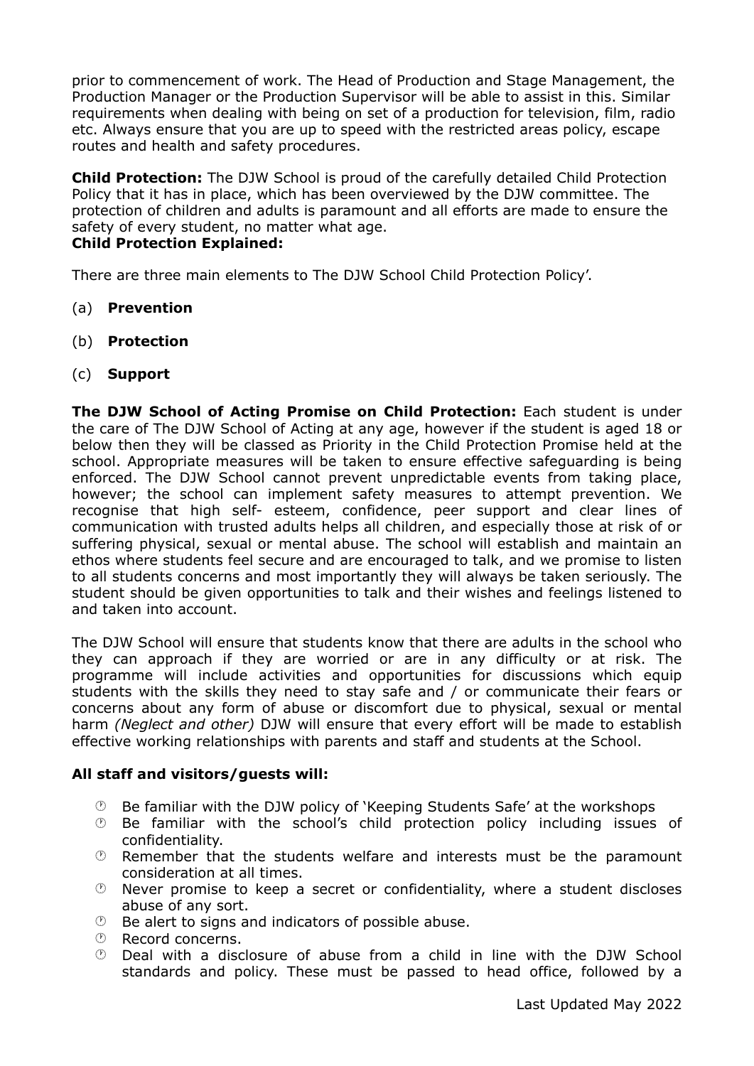prior to commencement of work. The Head of Production and Stage Management, the Production Manager or the Production Supervisor will be able to assist in this. Similar requirements when dealing with being on set of a production for television, film, radio etc. Always ensure that you are up to speed with the restricted areas policy, escape routes and health and safety procedures.

**Child Protection:** The DJW School is proud of the carefully detailed Child Protection Policy that it has in place, which has been overviewed by the DJW committee. The protection of children and adults is paramount and all efforts are made to ensure the safety of every student, no matter what age.
**Child Protection Explained:**

There are three main elements to The DJW School Child Protection Policy'.

(a) **Prevention**

(b) **Protection**

(c) **Support**

**The DJW School of Acting Promise on Child Protection:** Each student is under the care of The DJW School of Acting at any age, however if the student is aged 18 or below then they will be classed as Priority in the Child Protection Promise held at the school. Appropriate measures will be taken to ensure effective safeguarding is being enforced. The DJW School cannot prevent unpredictable events from taking place, however; the school can implement safety measures to attempt prevention. We recognise that high self- esteem, confidence, peer support and clear lines of communication with trusted adults helps all children, and especially those at risk of or suffering physical, sexual or mental abuse. The school will establish and maintain an ethos where students feel secure and are encouraged to talk, and we promise to listen to all students concerns and most importantly they will always be taken seriously. The student should be given opportunities to talk and their wishes and feelings listened to and taken into account.

The DJW School will ensure that students know that there are adults in the school who they can approach if they are worried or are in any difficulty or at risk. The programme will include activities and opportunities for discussions which equip students with the skills they need to stay safe and / or communicate their fears or concerns about any form of abuse or discomfort due to physical, sexual or mental harm *(Neglect and other)* DJW will ensure that every effort will be made to establish effective working relationships with parents and staff and students at the School.

**All staff and visitors/guests will:**

- Be familiar with the DJW policy of 'Keeping Students Safe' at the workshops
- Be familiar with the school's child protection policy including issues of confidentiality.
- Remember that the students welfare and interests must be the paramount consideration at all times.
- Never promise to keep a secret or confidentiality, where a student discloses abuse of any sort.
- Be alert to signs and indicators of possible abuse.
- Record concerns.
- Deal with a disclosure of abuse from a child in line with the DJW School standards and policy. These must be passed to head office, followed by a

Last Updated May 2022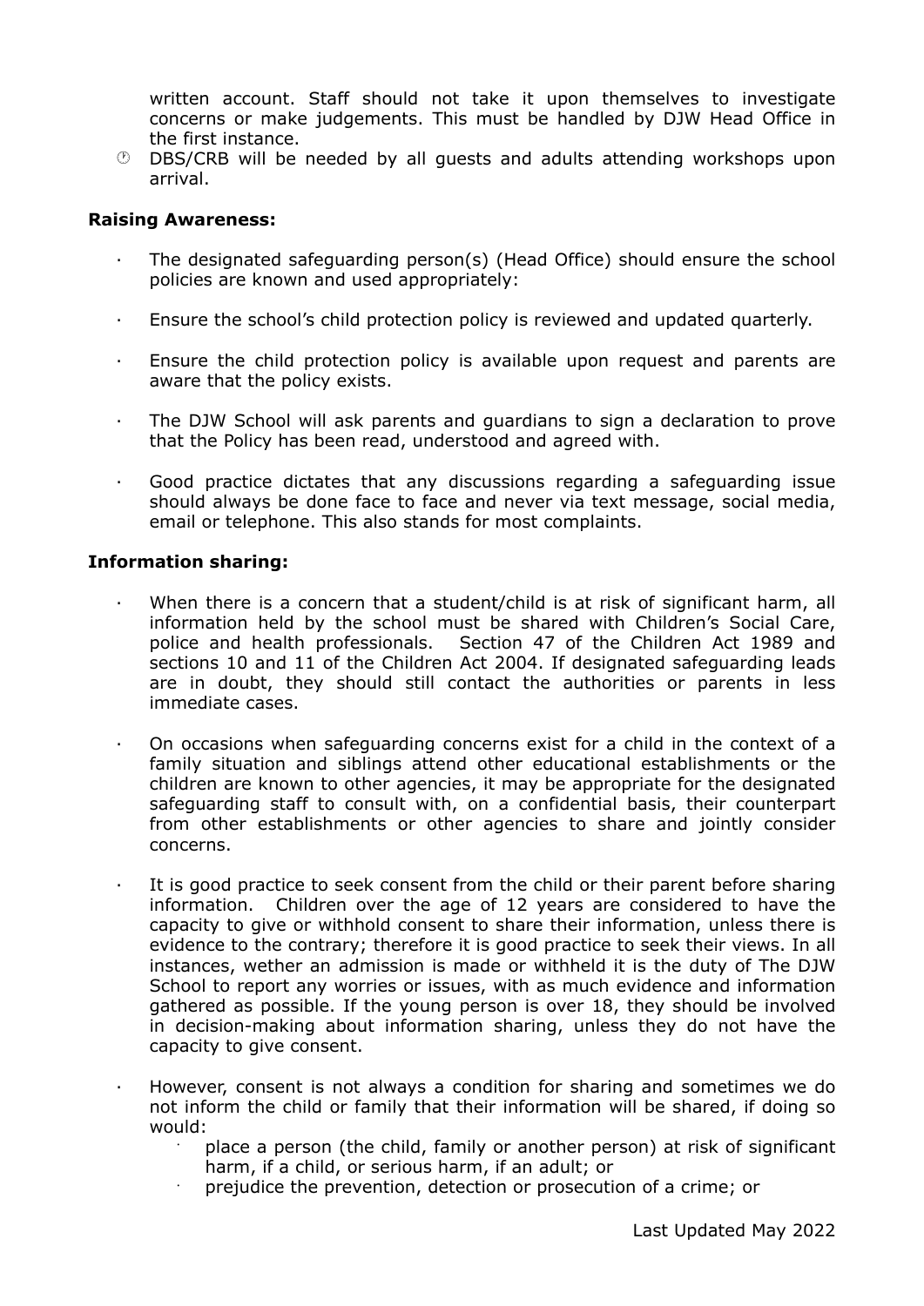written account. Staff should not take it upon themselves to investigate concerns or make judgements. This must be handled by DJW Head Office in the first instance.

- DBS/CRB will be needed by all guests and adults attending workshops upon arrival.

**Raising Awareness:**

- The designated safeguarding person(s) (Head Office) should ensure the school policies are known and used appropriately:
- Ensure the school's child protection policy is reviewed and updated quarterly.
- Ensure the child protection policy is available upon request and parents are aware that the policy exists.
- The DJW School will ask parents and guardians to sign a declaration to prove that the Policy has been read, understood and agreed with.
- Good practice dictates that any discussions regarding a safeguarding issue should always be done face to face and never via text message, social media, email or telephone. This also stands for most complaints.

**Information sharing:**

- When there is a concern that a student/child is at risk of significant harm, all information held by the school must be shared with Children's Social Care, police and health professionals. Section 47 of the Children Act 1989 and sections 10 and 11 of the Children Act 2004. If designated safeguarding leads are in doubt, they should still contact the authorities or parents in less immediate cases.
- On occasions when safeguarding concerns exist for a child in the context of a family situation and siblings attend other educational establishments or the children are known to other agencies, it may be appropriate for the designated safeguarding staff to consult with, on a confidential basis, their counterpart from other establishments or other agencies to share and jointly consider concerns.
- It is good practice to seek consent from the child or their parent before sharing information. Children over the age of 12 years are considered to have the capacity to give or withhold consent to share their information, unless there is evidence to the contrary; therefore it is good practice to seek their views. In all instances, wether an admission is made or withheld it is the duty of The DJW School to report any worries or issues, with as much evidence and information gathered as possible. If the young person is over 18, they should be involved in decision-making about information sharing, unless they do not have the capacity to give consent.
- However, consent is not always a condition for sharing and sometimes we do not inform the child or family that their information will be shared, if doing so would:
  - place a person (the child, family or another person) at risk of significant harm, if a child, or serious harm, if an adult; or
  - prejudice the prevention, detection or prosecution of a crime; or

Last Updated May 2022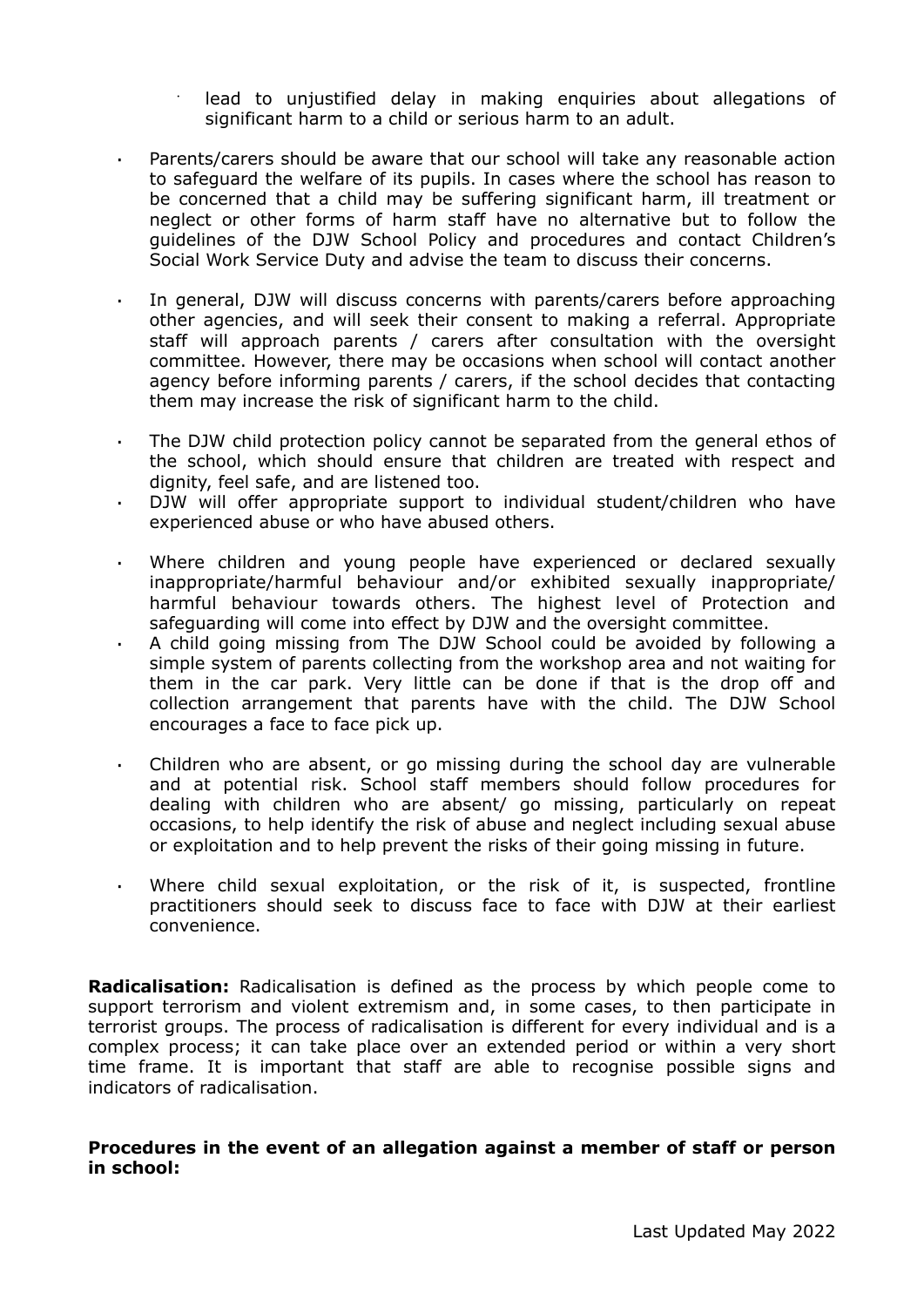- lead to unjustified delay in making enquiries about allegations of significant harm to a child or serious harm to an adult.

- Parents/carers should be aware that our school will take any reasonable action to safeguard the welfare of its pupils. In cases where the school has reason to be concerned that a child may be suffering significant harm, ill treatment or neglect or other forms of harm staff have no alternative but to follow the guidelines of the DJW School Policy and procedures and contact Children's Social Work Service Duty and advise the team to discuss their concerns.

- In general, DJW will discuss concerns with parents/carers before approaching other agencies, and will seek their consent to making a referral. Appropriate staff will approach parents / carers after consultation with the oversight committee. However, there may be occasions when school will contact another agency before informing parents / carers, if the school decides that contacting them may increase the risk of significant harm to the child.

- The DJW child protection policy cannot be separated from the general ethos of the school, which should ensure that children are treated with respect and dignity, feel safe, and are listened too.
- DJW will offer appropriate support to individual student/children who have experienced abuse or who have abused others.

- Where children and young people have experienced or declared sexually inappropriate/harmful behaviour and/or exhibited sexually inappropriate/ harmful behaviour towards others. The highest level of Protection and safeguarding will come into effect by DJW and the oversight committee.
- A child going missing from The DJW School could be avoided by following a simple system of parents collecting from the workshop area and not waiting for them in the car park. Very little can be done if that is the drop off and collection arrangement that parents have with the child. The DJW School encourages a face to face pick up.

- Children who are absent, or go missing during the school day are vulnerable and at potential risk. School staff members should follow procedures for dealing with children who are absent/ go missing, particularly on repeat occasions, to help identify the risk of abuse and neglect including sexual abuse or exploitation and to help prevent the risks of their going missing in future.

- Where child sexual exploitation, or the risk of it, is suspected, frontline practitioners should seek to discuss face to face with DJW at their earliest convenience.

**Radicalisation:** Radicalisation is defined as the process by which people come to support terrorism and violent extremism and, in some cases, to then participate in terrorist groups. The process of radicalisation is different for every individual and is a complex process; it can take place over an extended period or within a very short time frame. It is important that staff are able to recognise possible signs and indicators of radicalisation.

**Procedures in the event of an allegation against a member of staff or person in school:**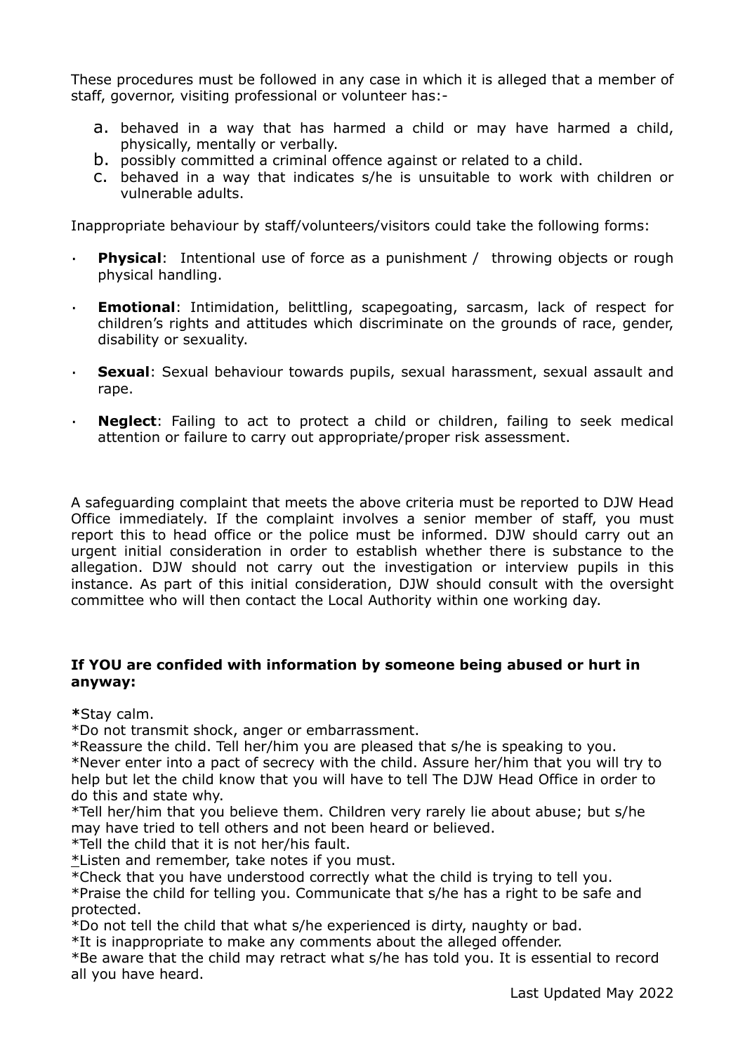These procedures must be followed in any case in which it is alleged that a member of staff, governor, visiting professional or volunteer has:-

a. behaved in a way that has harmed a child or may have harmed a child, physically, mentally or verbally.
b. possibly committed a criminal offence against or related to a child.
c. behaved in a way that indicates s/he is unsuitable to work with children or vulnerable adults.

Inappropriate behaviour by staff/volunteers/visitors could take the following forms:

- **Physical**: Intentional use of force as a punishment / throwing objects or rough physical handling.
- **Emotional**: Intimidation, belittling, scapegoating, sarcasm, lack of respect for children's rights and attitudes which discriminate on the grounds of race, gender, disability or sexuality.
- **Sexual**: Sexual behaviour towards pupils, sexual harassment, sexual assault and rape.
- **Neglect**: Failing to act to protect a child or children, failing to seek medical attention or failure to carry out appropriate/proper risk assessment.

A safeguarding complaint that meets the above criteria must be reported to DJW Head Office immediately. If the complaint involves a senior member of staff, you must report this to head office or the police must be informed. DJW should carry out an urgent initial consideration in order to establish whether there is substance to the allegation. DJW should not carry out the investigation or interview pupils in this instance. As part of this initial consideration, DJW should consult with the oversight committee who will then contact the Local Authority within one working day.

**If YOU are confided with information by someone being abused or hurt in anyway:**

*Stay calm.
*Do not transmit shock, anger or embarrassment.
*Reassure the child. Tell her/him you are pleased that s/he is speaking to you.
*Never enter into a pact of secrecy with the child. Assure her/him that you will try to help but let the child know that you will have to tell The DJW Head Office in order to do this and state why.
*Tell her/him that you believe them. Children very rarely lie about abuse; but s/he may have tried to tell others and not been heard or believed.
*Tell the child that it is not her/his fault.
*Listen and remember, take notes if you must.
*Check that you have understood correctly what the child is trying to tell you.
*Praise the child for telling you. Communicate that s/he has a right to be safe and protected.
*Do not tell the child that what s/he experienced is dirty, naughty or bad.
*It is inappropriate to make any comments about the alleged offender.
*Be aware that the child may retract what s/he has told you. It is essential to record all you have heard.

Last Updated May 2022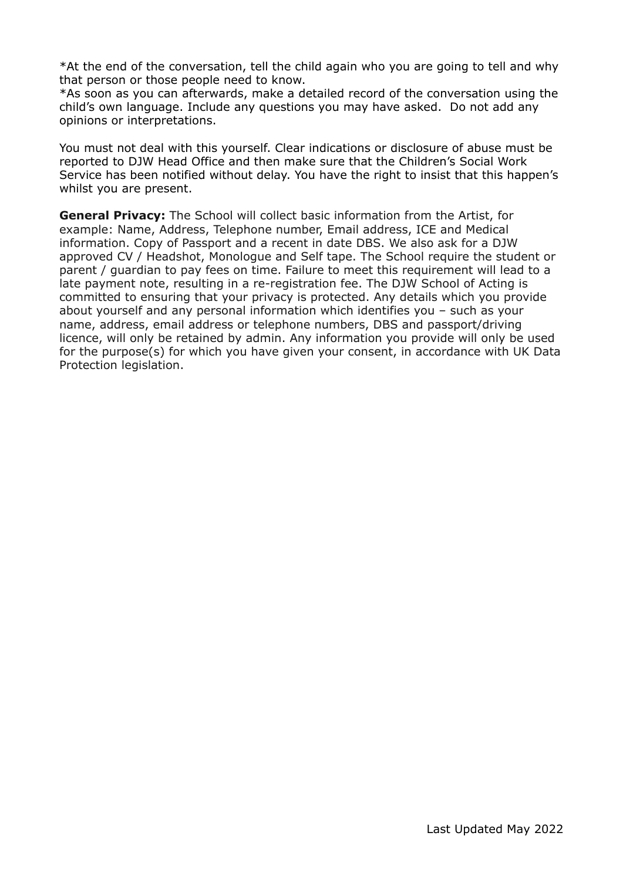*At the end of the conversation, tell the child again who you are going to tell and why that person or those people need to know.
*As soon as you can afterwards, make a detailed record of the conversation using the child's own language. Include any questions you may have asked. Do not add any opinions or interpretations.

You must not deal with this yourself. Clear indications or disclosure of abuse must be reported to DJW Head Office and then make sure that the Children's Social Work Service has been notified without delay. You have the right to insist that this happen's whilst you are present.

**General Privacy:** The School will collect basic information from the Artist, for example: Name, Address, Telephone number, Email address, ICE and Medical information. Copy of Passport and a recent in date DBS. We also ask for a DJW approved CV / Headshot, Monologue and Self tape. The School require the student or parent / guardian to pay fees on time. Failure to meet this requirement will lead to a late payment note, resulting in a re-registration fee. The DJW School of Acting is committed to ensuring that your privacy is protected. Any details which you provide about yourself and any personal information which identifies you – such as your name, address, email address or telephone numbers, DBS and passport/driving licence, will only be retained by admin. Any information you provide will only be used for the purpose(s) for which you have given your consent, in accordance with UK Data Protection legislation.

Last Updated May 2022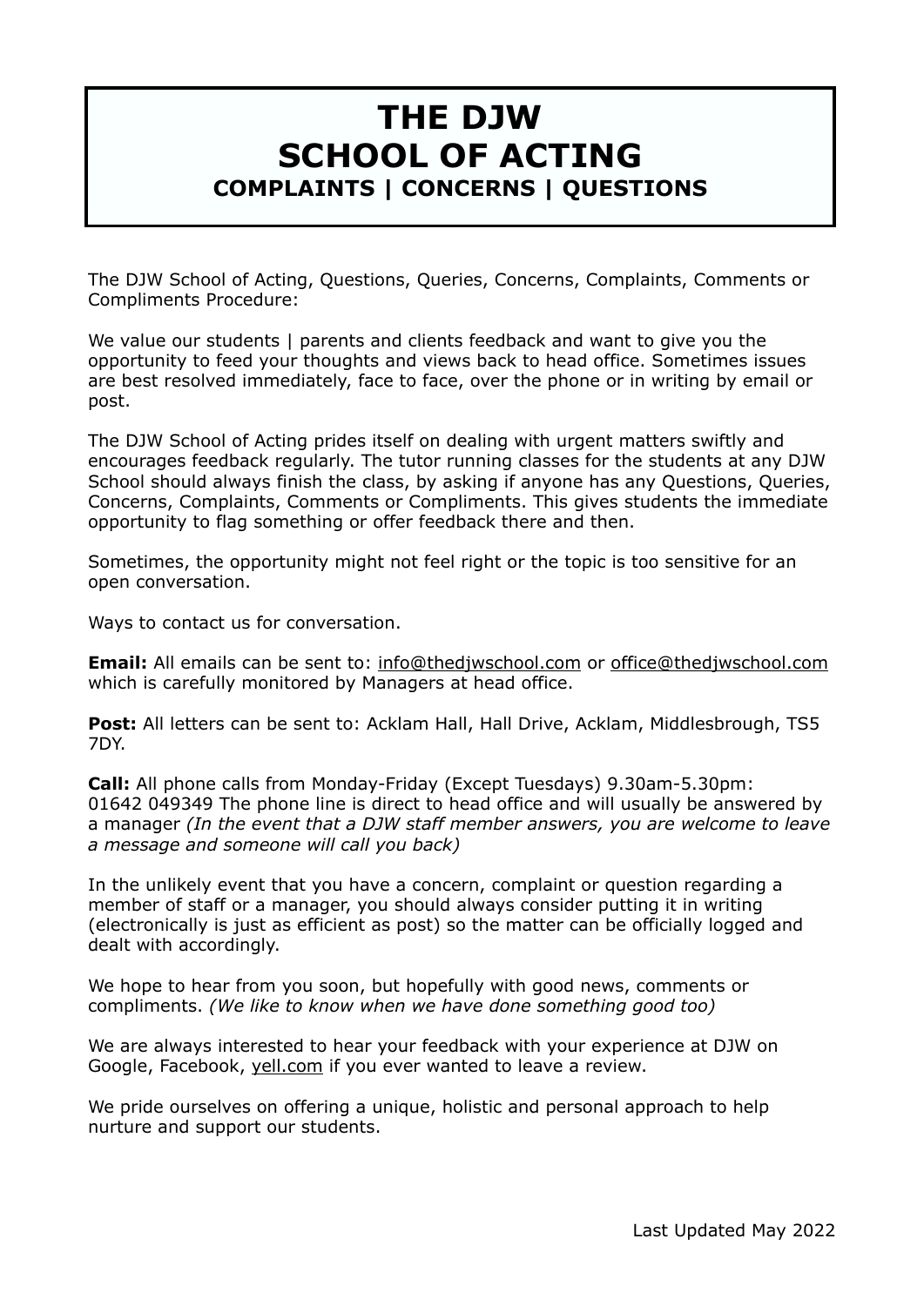# THE DJW SCHOOL OF ACTING

## COMPLAINTS | CONCERNS | QUESTIONS

The DJW School of Acting, Questions, Queries, Concerns, Complaints, Comments or Compliments Procedure:

We value our students | parents and clients feedback and want to give you the opportunity to feed your thoughts and views back to head office. Sometimes issues are best resolved immediately, face to face, over the phone or in writing by email or post.

The DJW School of Acting prides itself on dealing with urgent matters swiftly and encourages feedback regularly. The tutor running classes for the students at any DJW School should always finish the class, by asking if anyone has any Questions, Queries, Concerns, Complaints, Comments or Compliments. This gives students the immediate opportunity to flag something or offer feedback there and then.

Sometimes, the opportunity might not feel right or the topic is too sensitive for an open conversation.

Ways to contact us for conversation.

**Email:** All emails can be sent to: info@thedjwschool.com or office@thedjwschool.com which is carefully monitored by Managers at head office.

**Post:** All letters can be sent to: Acklam Hall, Hall Drive, Acklam, Middlesbrough, TS5 7DY.

**Call:** All phone calls from Monday-Friday (Except Tuesdays) 9.30am-5.30pm: 01642 049349 The phone line is direct to head office and will usually be answered by a manager *(In the event that a DJW staff member answers, you are welcome to leave a message and someone will call you back)*

In the unlikely event that you have a concern, complaint or question regarding a member of staff or a manager, you should always consider putting it in writing (electronically is just as efficient as post) so the matter can be officially logged and dealt with accordingly.

We hope to hear from you soon, but hopefully with good news, comments or compliments. *(We like to know when we have done something good too)*

We are always interested to hear your feedback with your experience at DJW on Google, Facebook, yell.com if you ever wanted to leave a review.

We pride ourselves on offering a unique, holistic and personal approach to help nurture and support our students.

Last Updated May 2022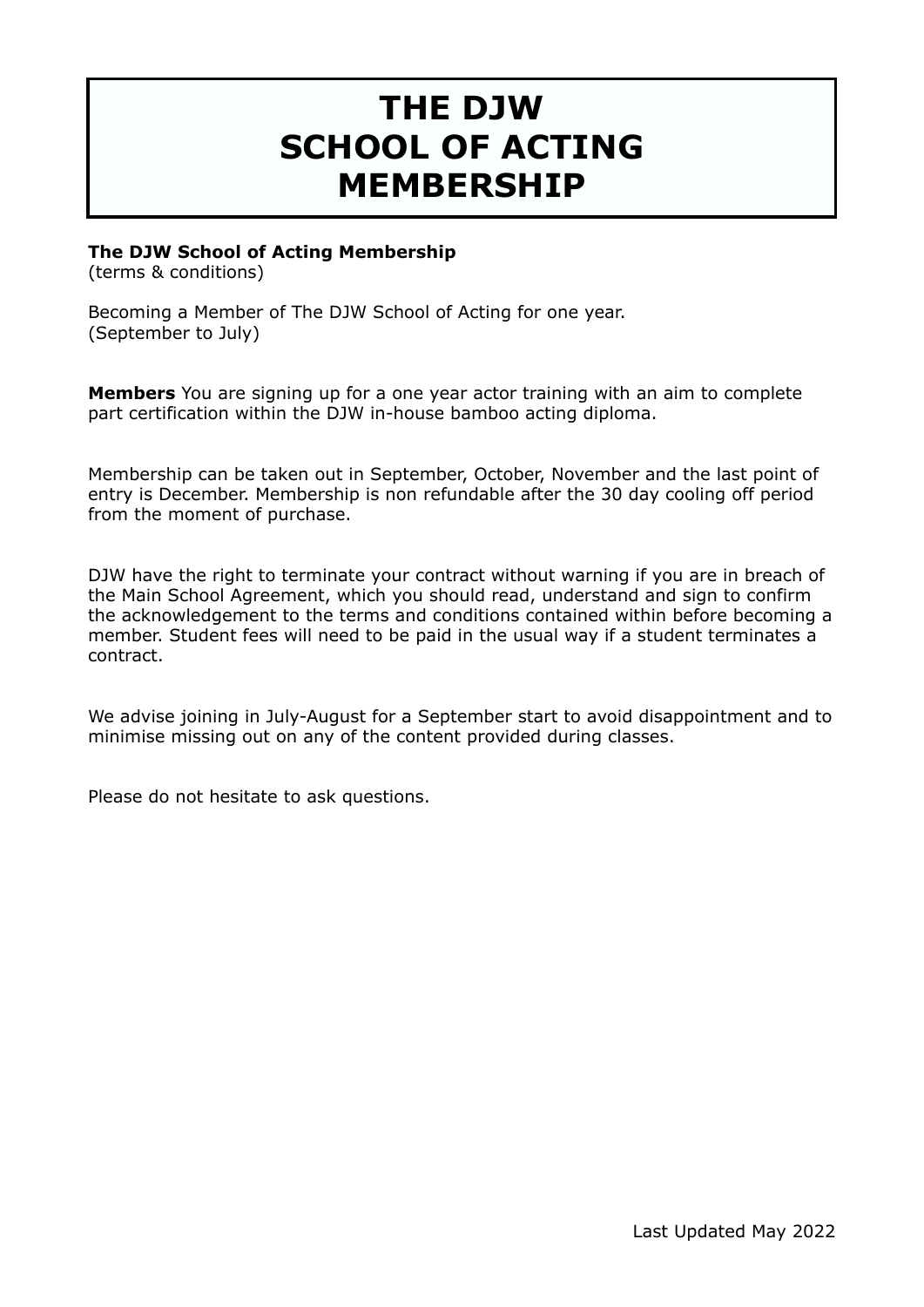# THE DJW SCHOOL OF ACTING MEMBERSHIP

**The DJW School of Acting Membership**
(terms & conditions)

Becoming a Member of The DJW School of Acting for one year.
(September to July)

**Members** You are signing up for a one year actor training with an aim to complete part certification within the DJW in-house bamboo acting diploma.

Membership can be taken out in September, October, November and the last point of entry is December. Membership is non refundable after the 30 day cooling off period from the moment of purchase.

DJW have the right to terminate your contract without warning if you are in breach of the Main School Agreement, which you should read, understand and sign to confirm the acknowledgement to the terms and conditions contained within before becoming a member. Student fees will need to be paid in the usual way if a student terminates a contract.

We advise joining in July-August for a September start to avoid disappointment and to minimise missing out on any of the content provided during classes.

Please do not hesitate to ask questions.

Last Updated May 2022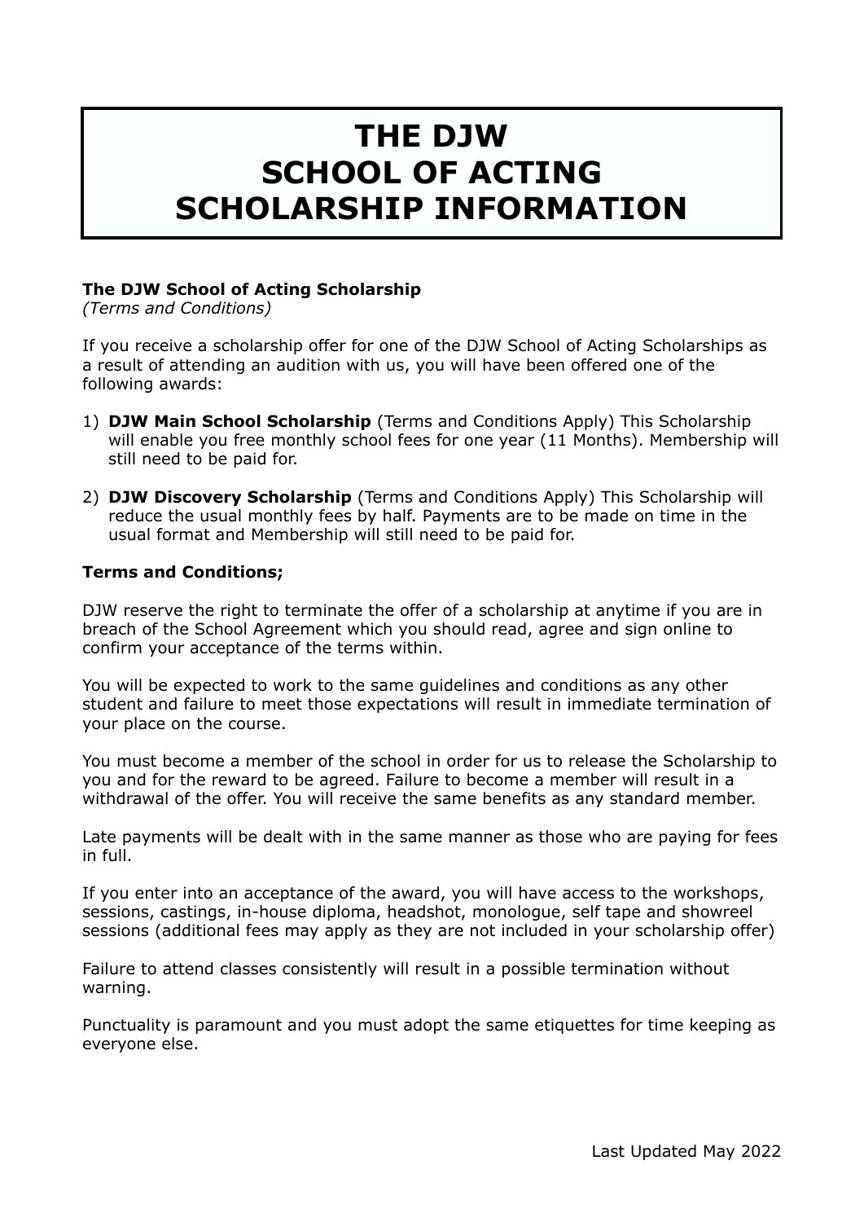# THE DJW SCHOOL OF ACTING SCHOLARSHIP INFORMATION

**The DJW School of Acting Scholarship**
*(Terms and Conditions)*

If you receive a scholarship offer for one of the DJW School of Acting Scholarships as a result of attending an audition with us, you will have been offered one of the following awards:

1) **DJW Main School Scholarship** (Terms and Conditions Apply) This Scholarship will enable you free monthly school fees for one year (11 Months). Membership will still need to be paid for.

2) **DJW Discovery Scholarship** (Terms and Conditions Apply) This Scholarship will reduce the usual monthly fees by half. Payments are to be made on time in the usual format and Membership will still need to be paid for.

**Terms and Conditions;**

DJW reserve the right to terminate the offer of a scholarship at anytime if you are in breach of the School Agreement which you should read, agree and sign online to confirm your acceptance of the terms within.

You will be expected to work to the same guidelines and conditions as any other student and failure to meet those expectations will result in immediate termination of your place on the course.

You must become a member of the school in order for us to release the Scholarship to you and for the reward to be agreed. Failure to become a member will result in a withdrawal of the offer. You will receive the same benefits as any standard member.

Late payments will be dealt with in the same manner as those who are paying for fees in full.

If you enter into an acceptance of the award, you will have access to the workshops, sessions, castings, in-house diploma, headshot, monologue, self tape and showreel sessions (additional fees may apply as they are not included in your scholarship offer)

Failure to attend classes consistently will result in a possible termination without warning.

Punctuality is paramount and you must adopt the same etiquettes for time keeping as everyone else.

Last Updated May 2022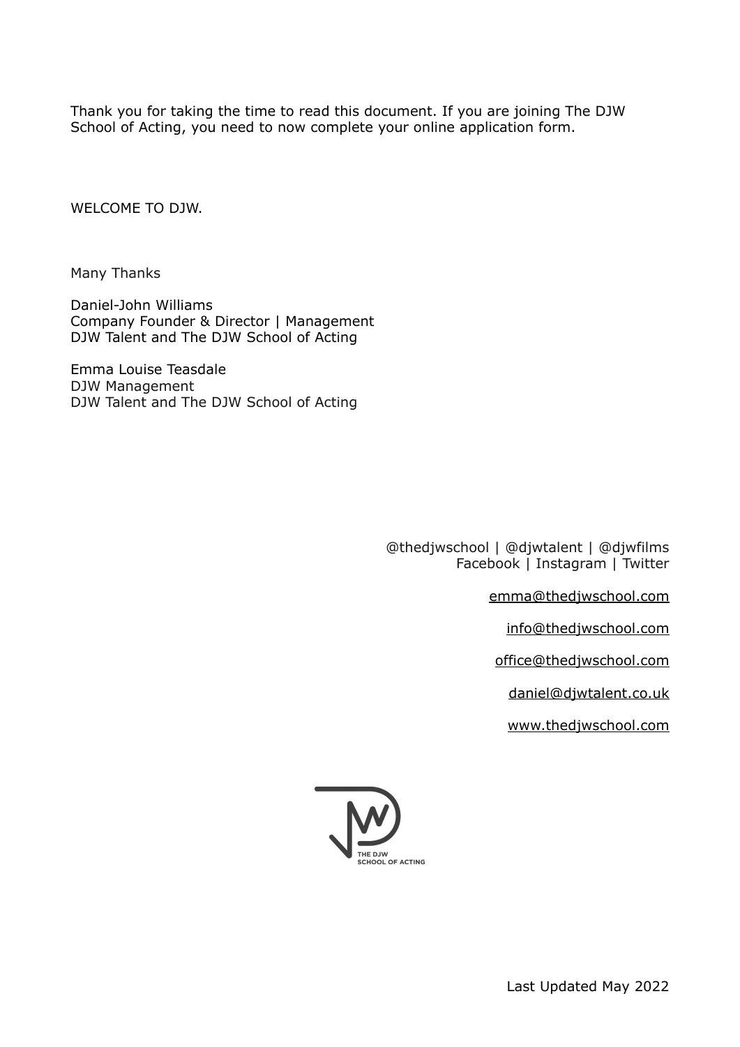Thank you for taking the time to read this document. If you are joining The DJW School of Acting, you need to now complete your online application form.

WELCOME TO DJW.

Many Thanks

Daniel-John Williams
Company Founder & Director | Management
DJW Talent and The DJW School of Acting

Emma Louise Teasdale
DJW Management
DJW Talent and The DJW School of Acting

@thedjwschool | @djwtalent | @djwfilms
Facebook | Instagram | Twitter

emma@thedjwschool.com

info@thedjwschool.com

office@thedjwschool.com

daniel@djwtalent.co.uk

www.thedjwschool.com

THE DJW
SCHOOL OF ACTING

Last Updated May 2022